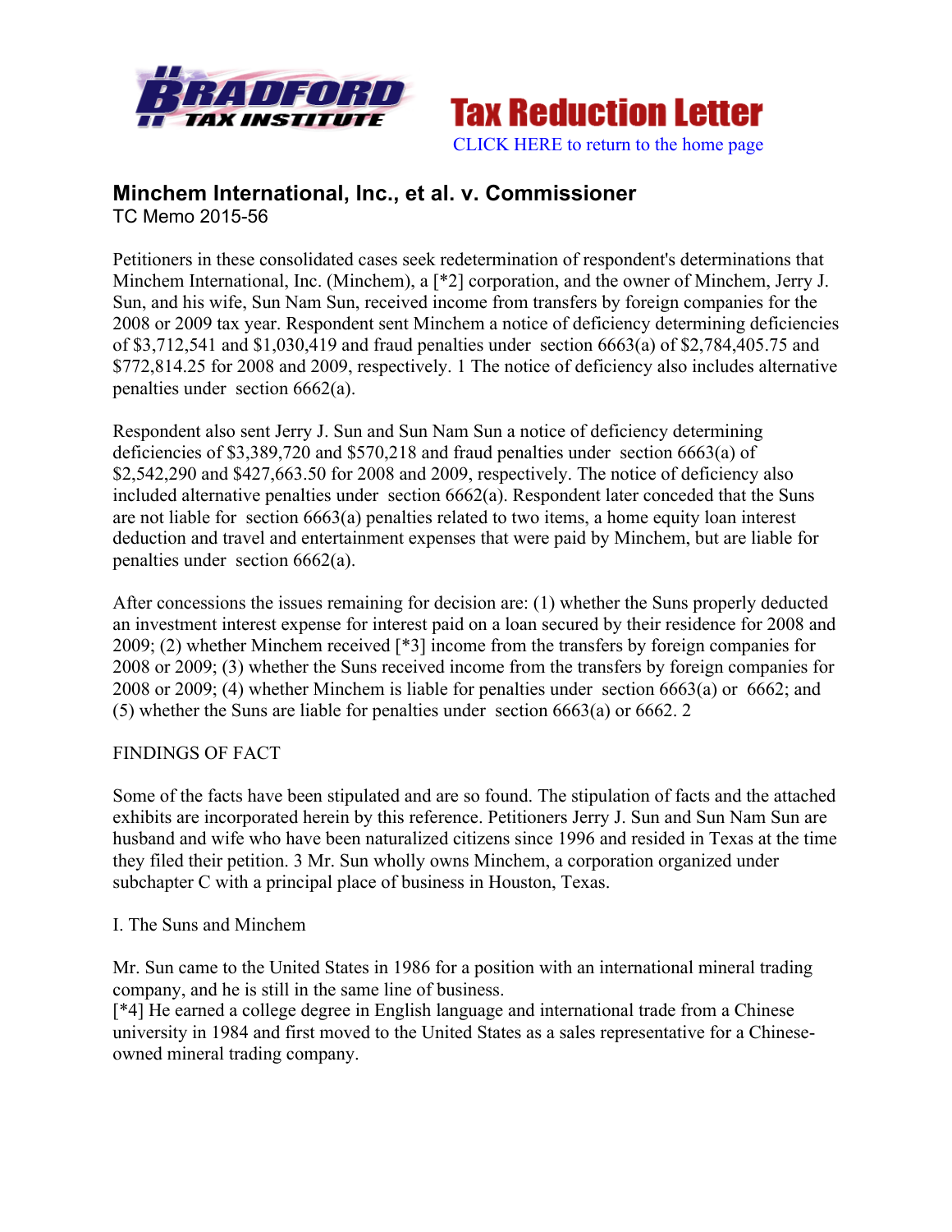# Minchem International, Inc., et al. v. Commissioner

TC Memo 2015-56

Petitioners in these consolidated cases seek redetermination of respondent's determinations that Minchem International, Inc. (Minchem), a [*2] corporation, and the owner of Minchem, Jerry J. Sun, and his wife, Sun Nam Sun, received income from transfers by foreign companies for the 2008 or 2009 tax year. Respondent sent Minchem a notice of deficiency determining deficiencies of $3,712,541 and $1,030,419 and fraud penalties under section 6663(a) of $2,784,405.75 and $772,814.25 for 2008 and 2009, respectively. 1 The notice of deficiency also includes alternative penalties under section 6662(a).

Respondent also sent Jerry J. Sun and Sun Nam Sun a notice of deficiency determining deficiencies of $3,389,720 and $570,218 and fraud penalties under section 6663(a) of $2,542,290 and $427,663.50 for 2008 and 2009, respectively. The notice of deficiency also included alternative penalties under section 6662(a). Respondent later conceded that the Suns are not liable for section 6663(a) penalties related to two items, a home equity loan interest deduction and travel and entertainment expenses that were paid by Minchem, but are liable for penalties under section 6662(a).

After concessions the issues remaining for decision are: (1) whether the Suns properly deducted an investment interest expense for interest paid on a loan secured by their residence for 2008 and 2009; (2) whether Minchem received [*3] income from the transfers by foreign companies for 2008 or 2009; (3) whether the Suns received income from the transfers by foreign companies for 2008 or 2009; (4) whether Minchem is liable for penalties under section 6663(a) or 6662; and (5) whether the Suns are liable for penalties under section 6663(a) or 6662. 2

FINDINGS OF FACT

Some of the facts have been stipulated and are so found. The stipulation of facts and the attached exhibits are incorporated herein by this reference. Petitioners Jerry J. Sun and Sun Nam Sun are husband and wife who have been naturalized citizens since 1996 and resided in Texas at the time they filed their petition. 3 Mr. Sun wholly owns Minchem, a corporation organized under subchapter C with a principal place of business in Houston, Texas.

I. The Suns and Minchem

Mr. Sun came to the United States in 1986 for a position with an international mineral trading company, and he is still in the same line of business.
[*4] He earned a college degree in English language and international trade from a Chinese university in 1984 and first moved to the United States as a sales representative for a Chinese-owned mineral trading company.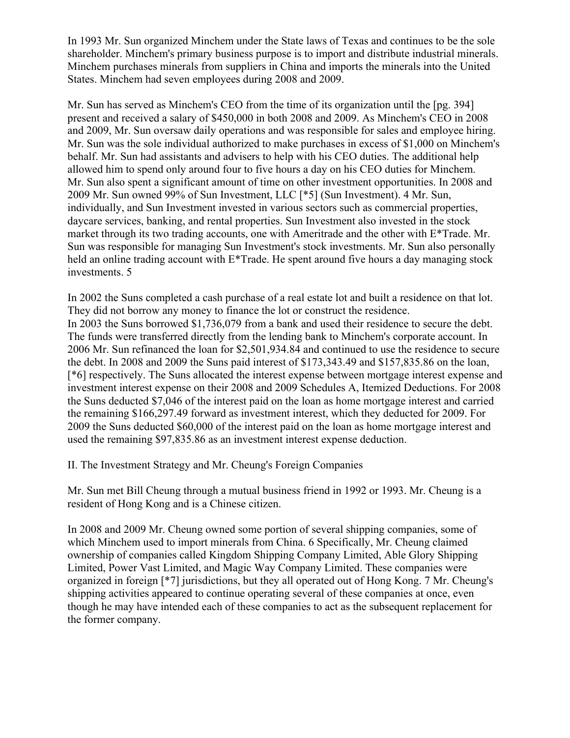In 1993 Mr. Sun organized Minchem under the State laws of Texas and continues to be the sole shareholder. Minchem's primary business purpose is to import and distribute industrial minerals. Minchem purchases minerals from suppliers in China and imports the minerals into the United States. Minchem had seven employees during 2008 and 2009.

Mr. Sun has served as Minchem's CEO from the time of its organization until the [pg. 394] present and received a salary of $450,000 in both 2008 and 2009. As Minchem's CEO in 2008 and 2009, Mr. Sun oversaw daily operations and was responsible for sales and employee hiring. Mr. Sun was the sole individual authorized to make purchases in excess of $1,000 on Minchem's behalf. Mr. Sun had assistants and advisers to help with his CEO duties. The additional help allowed him to spend only around four to five hours a day on his CEO duties for Minchem. Mr. Sun also spent a significant amount of time on other investment opportunities. In 2008 and 2009 Mr. Sun owned 99% of Sun Investment, LLC [*5] (Sun Investment). 4 Mr. Sun, individually, and Sun Investment invested in various sectors such as commercial properties, daycare services, banking, and rental properties. Sun Investment also invested in the stock market through its two trading accounts, one with Ameritrade and the other with E*Trade. Mr. Sun was responsible for managing Sun Investment's stock investments. Mr. Sun also personally held an online trading account with E*Trade. He spent around five hours a day managing stock investments. 5

In 2002 the Suns completed a cash purchase of a real estate lot and built a residence on that lot. They did not borrow any money to finance the lot or construct the residence.

In 2003 the Suns borrowed $1,736,079 from a bank and used their residence to secure the debt. The funds were transferred directly from the lending bank to Minchem's corporate account. In 2006 Mr. Sun refinanced the loan for $2,501,934.84 and continued to use the residence to secure the debt. In 2008 and 2009 the Suns paid interest of $173,343.49 and $157,835.86 on the loan, [*6] respectively. The Suns allocated the interest expense between mortgage interest expense and investment interest expense on their 2008 and 2009 Schedules A, Itemized Deductions. For 2008 the Suns deducted $7,046 of the interest paid on the loan as home mortgage interest and carried the remaining $166,297.49 forward as investment interest, which they deducted for 2009. For 2009 the Suns deducted $60,000 of the interest paid on the loan as home mortgage interest and used the remaining $97,835.86 as an investment interest expense deduction.

## II. The Investment Strategy and Mr. Cheung's Foreign Companies

Mr. Sun met Bill Cheung through a mutual business friend in 1992 or 1993. Mr. Cheung is a resident of Hong Kong and is a Chinese citizen.

In 2008 and 2009 Mr. Cheung owned some portion of several shipping companies, some of which Minchem used to import minerals from China. 6 Specifically, Mr. Cheung claimed ownership of companies called Kingdom Shipping Company Limited, Able Glory Shipping Limited, Power Vast Limited, and Magic Way Company Limited. These companies were organized in foreign [*7] jurisdictions, but they all operated out of Hong Kong. 7 Mr. Cheung's shipping activities appeared to continue operating several of these companies at once, even though he may have intended each of these companies to act as the subsequent replacement for the former company.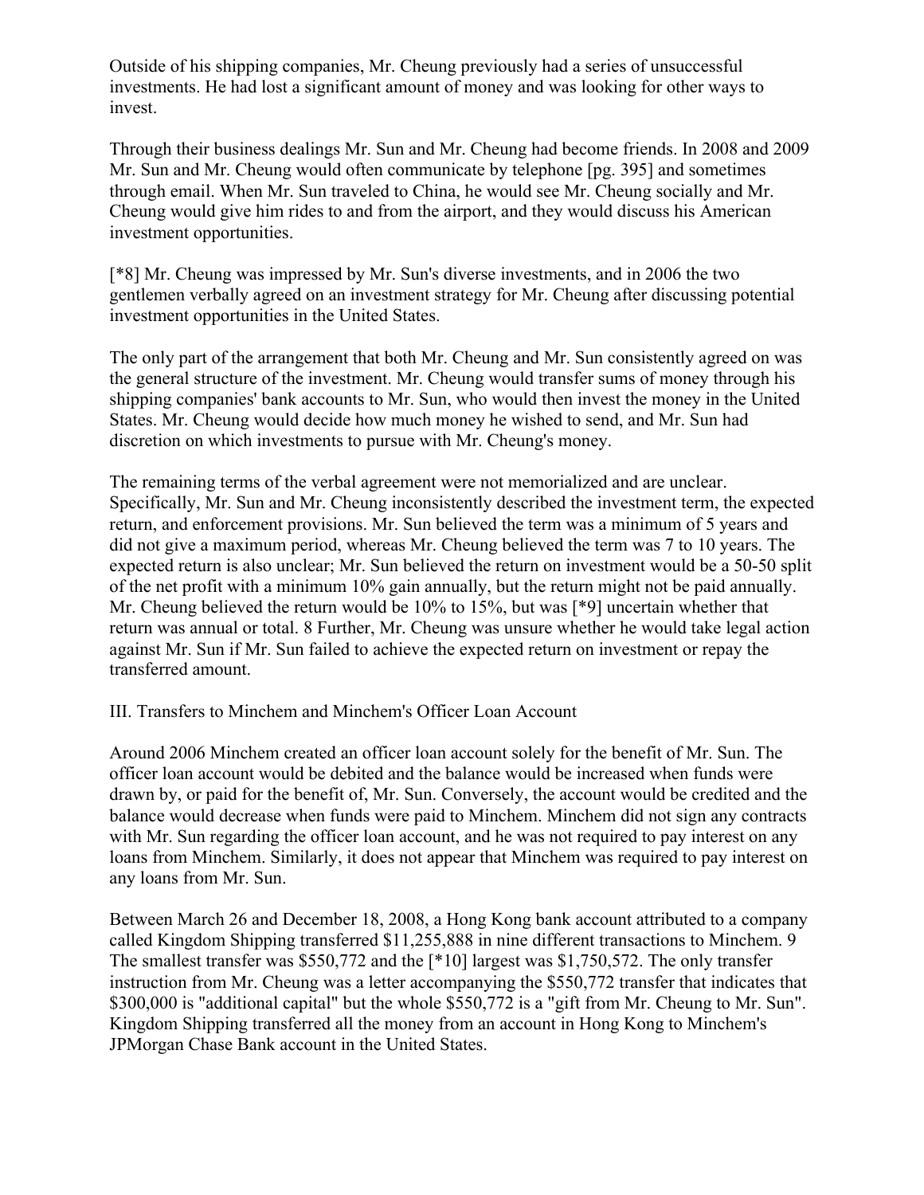Outside of his shipping companies, Mr. Cheung previously had a series of unsuccessful investments. He had lost a significant amount of money and was looking for other ways to invest.

Through their business dealings Mr. Sun and Mr. Cheung had become friends. In 2008 and 2009 Mr. Sun and Mr. Cheung would often communicate by telephone [pg. 395] and sometimes through email. When Mr. Sun traveled to China, he would see Mr. Cheung socially and Mr. Cheung would give him rides to and from the airport, and they would discuss his American investment opportunities.

[*8] Mr. Cheung was impressed by Mr. Sun's diverse investments, and in 2006 the two gentlemen verbally agreed on an investment strategy for Mr. Cheung after discussing potential investment opportunities in the United States.

The only part of the arrangement that both Mr. Cheung and Mr. Sun consistently agreed on was the general structure of the investment. Mr. Cheung would transfer sums of money through his shipping companies' bank accounts to Mr. Sun, who would then invest the money in the United States. Mr. Cheung would decide how much money he wished to send, and Mr. Sun had discretion on which investments to pursue with Mr. Cheung's money.

The remaining terms of the verbal agreement were not memorialized and are unclear. Specifically, Mr. Sun and Mr. Cheung inconsistently described the investment term, the expected return, and enforcement provisions. Mr. Sun believed the term was a minimum of 5 years and did not give a maximum period, whereas Mr. Cheung believed the term was 7 to 10 years. The expected return is also unclear; Mr. Sun believed the return on investment would be a 50-50 split of the net profit with a minimum 10% gain annually, but the return might not be paid annually. Mr. Cheung believed the return would be 10% to 15%, but was [*9] uncertain whether that return was annual or total. 8 Further, Mr. Cheung was unsure whether he would take legal action against Mr. Sun if Mr. Sun failed to achieve the expected return on investment or repay the transferred amount.

## III. Transfers to Minchem and Minchem's Officer Loan Account

Around 2006 Minchem created an officer loan account solely for the benefit of Mr. Sun. The officer loan account would be debited and the balance would be increased when funds were drawn by, or paid for the benefit of, Mr. Sun. Conversely, the account would be credited and the balance would decrease when funds were paid to Minchem. Minchem did not sign any contracts with Mr. Sun regarding the officer loan account, and he was not required to pay interest on any loans from Minchem. Similarly, it does not appear that Minchem was required to pay interest on any loans from Mr. Sun.

Between March 26 and December 18, 2008, a Hong Kong bank account attributed to a company called Kingdom Shipping transferred $11,255,888 in nine different transactions to Minchem. 9 The smallest transfer was $550,772 and the [*10] largest was $1,750,572. The only transfer instruction from Mr. Cheung was a letter accompanying the $550,772 transfer that indicates that $300,000 is "additional capital" but the whole $550,772 is a "gift from Mr. Cheung to Mr. Sun". Kingdom Shipping transferred all the money from an account in Hong Kong to Minchem's JPMorgan Chase Bank account in the United States.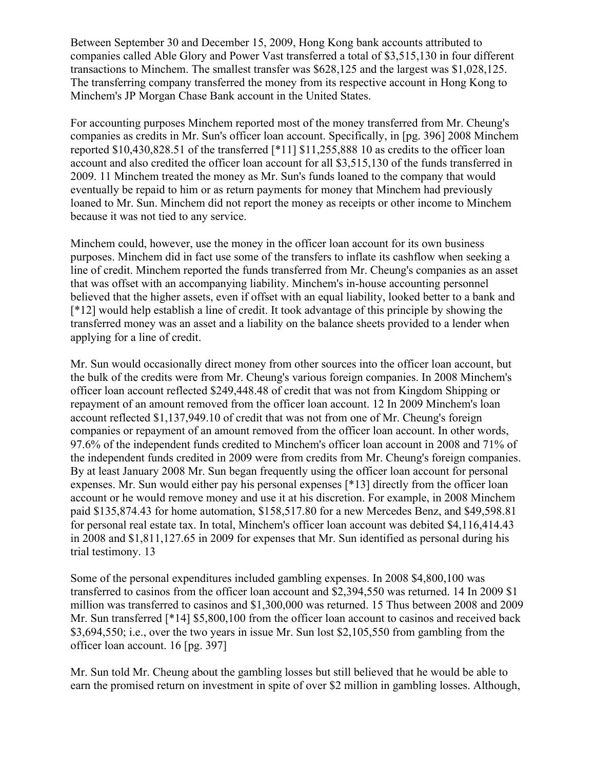Between September 30 and December 15, 2009, Hong Kong bank accounts attributed to companies called Able Glory and Power Vast transferred a total of $3,515,130 in four different transactions to Minchem. The smallest transfer was $628,125 and the largest was $1,028,125. The transferring company transferred the money from its respective account in Hong Kong to Minchem's JP Morgan Chase Bank account in the United States.

For accounting purposes Minchem reported most of the money transferred from Mr. Cheung's companies as credits in Mr. Sun's officer loan account. Specifically, in [pg. 396] 2008 Minchem reported $10,430,828.51 of the transferred [*11] $11,255,888 10 as credits to the officer loan account and also credited the officer loan account for all $3,515,130 of the funds transferred in 2009. 11 Minchem treated the money as Mr. Sun's funds loaned to the company that would eventually be repaid to him or as return payments for money that Minchem had previously loaned to Mr. Sun. Minchem did not report the money as receipts or other income to Minchem because it was not tied to any service.

Minchem could, however, use the money in the officer loan account for its own business purposes. Minchem did in fact use some of the transfers to inflate its cashflow when seeking a line of credit. Minchem reported the funds transferred from Mr. Cheung's companies as an asset that was offset with an accompanying liability. Minchem's in-house accounting personnel believed that the higher assets, even if offset with an equal liability, looked better to a bank and [*12] would help establish a line of credit. It took advantage of this principle by showing the transferred money was an asset and a liability on the balance sheets provided to a lender when applying for a line of credit.

Mr. Sun would occasionally direct money from other sources into the officer loan account, but the bulk of the credits were from Mr. Cheung's various foreign companies. In 2008 Minchem's officer loan account reflected $249,448.48 of credit that was not from Kingdom Shipping or repayment of an amount removed from the officer loan account. 12 In 2009 Minchem's loan account reflected $1,137,949.10 of credit that was not from one of Mr. Cheung's foreign companies or repayment of an amount removed from the officer loan account. In other words, 97.6% of the independent funds credited to Minchem's officer loan account in 2008 and 71% of the independent funds credited in 2009 were from credits from Mr. Cheung's foreign companies. By at least January 2008 Mr. Sun began frequently using the officer loan account for personal expenses. Mr. Sun would either pay his personal expenses [*13] directly from the officer loan account or he would remove money and use it at his discretion. For example, in 2008 Minchem paid $135,874.43 for home automation, $158,517.80 for a new Mercedes Benz, and $49,598.81 for personal real estate tax. In total, Minchem's officer loan account was debited $4,116,414.43 in 2008 and $1,811,127.65 in 2009 for expenses that Mr. Sun identified as personal during his trial testimony. 13

Some of the personal expenditures included gambling expenses. In 2008 $4,800,100 was transferred to casinos from the officer loan account and $2,394,550 was returned. 14 In 2009 $1 million was transferred to casinos and $1,300,000 was returned. 15 Thus between 2008 and 2009 Mr. Sun transferred [*14] $5,800,100 from the officer loan account to casinos and received back $3,694,550; i.e., over the two years in issue Mr. Sun lost $2,105,550 from gambling from the officer loan account. 16 [pg. 397]

Mr. Sun told Mr. Cheung about the gambling losses but still believed that he would be able to earn the promised return on investment in spite of over $2 million in gambling losses. Although,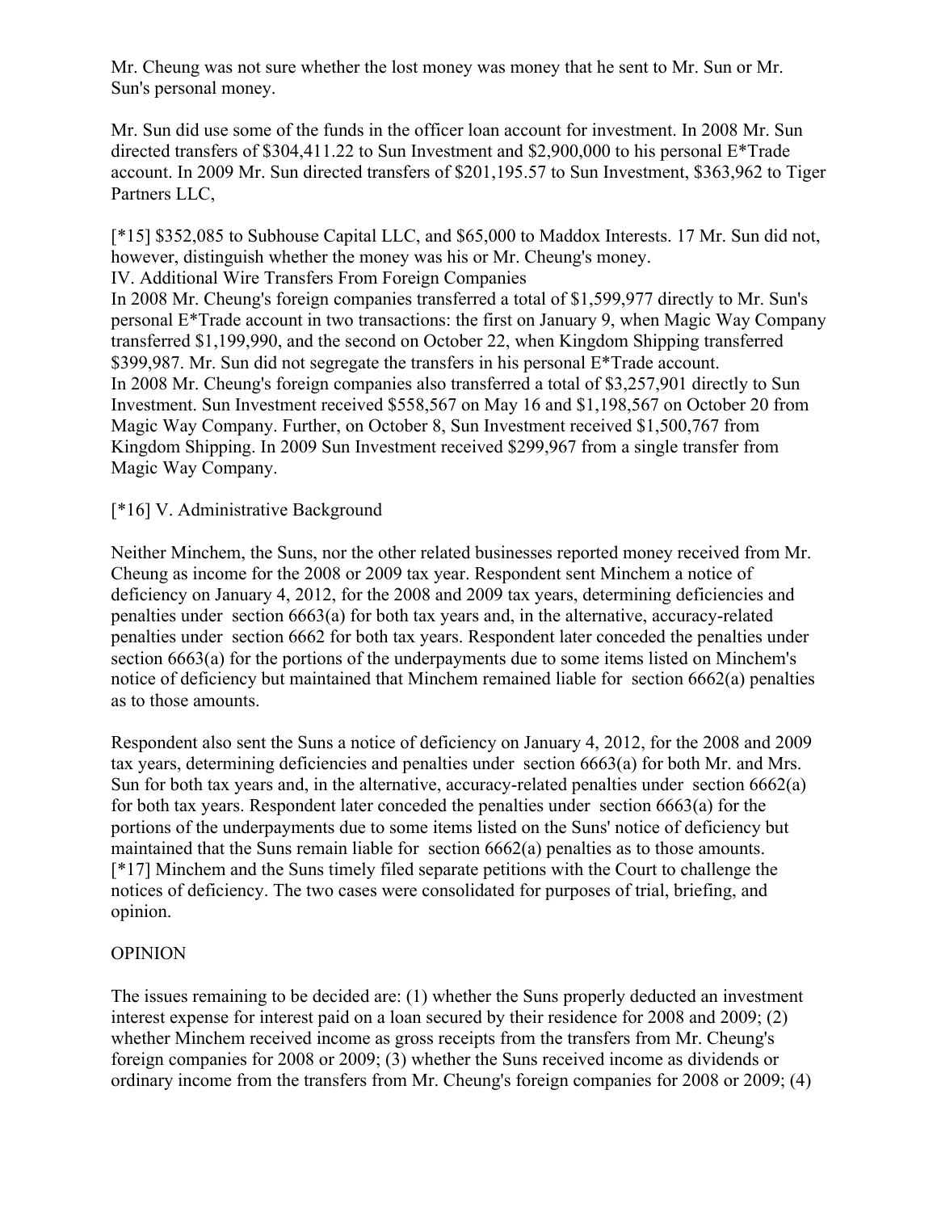Mr. Cheung was not sure whether the lost money was money that he sent to Mr. Sun or Mr. Sun's personal money.

Mr. Sun did use some of the funds in the officer loan account for investment. In 2008 Mr. Sun directed transfers of $304,411.22 to Sun Investment and $2,900,000 to his personal E*Trade account. In 2009 Mr. Sun directed transfers of $201,195.57 to Sun Investment, $363,962 to Tiger Partners LLC,

[*15] $352,085 to Subhouse Capital LLC, and $65,000 to Maddox Interests. 17 Mr. Sun did not, however, distinguish whether the money was his or Mr. Cheung's money.

## IV. Additional Wire Transfers From Foreign Companies

In 2008 Mr. Cheung's foreign companies transferred a total of $1,599,977 directly to Mr. Sun's personal E*Trade account in two transactions: the first on January 9, when Magic Way Company transferred $1,199,990, and the second on October 22, when Kingdom Shipping transferred $399,987. Mr. Sun did not segregate the transfers in his personal E*Trade account.

In 2008 Mr. Cheung's foreign companies also transferred a total of $3,257,901 directly to Sun Investment. Sun Investment received $558,567 on May 16 and $1,198,567 on October 20 from Magic Way Company. Further, on October 8, Sun Investment received $1,500,767 from Kingdom Shipping. In 2009 Sun Investment received $299,967 from a single transfer from Magic Way Company.

## [*16] V. Administrative Background

Neither Minchem, the Suns, nor the other related businesses reported money received from Mr. Cheung as income for the 2008 or 2009 tax year. Respondent sent Minchem a notice of deficiency on January 4, 2012, for the 2008 and 2009 tax years, determining deficiencies and penalties under section 6663(a) for both tax years and, in the alternative, accuracy-related penalties under section 6662 for both tax years. Respondent later conceded the penalties under section 6663(a) for the portions of the underpayments due to some items listed on Minchem's notice of deficiency but maintained that Minchem remained liable for section 6662(a) penalties as to those amounts.

Respondent also sent the Suns a notice of deficiency on January 4, 2012, for the 2008 and 2009 tax years, determining deficiencies and penalties under section 6663(a) for both Mr. and Mrs. Sun for both tax years and, in the alternative, accuracy-related penalties under section 6662(a) for both tax years. Respondent later conceded the penalties under section 6663(a) for the portions of the underpayments due to some items listed on the Suns' notice of deficiency but maintained that the Suns remain liable for section 6662(a) penalties as to those amounts.

[*17] Minchem and the Suns timely filed separate petitions with the Court to challenge the notices of deficiency. The two cases were consolidated for purposes of trial, briefing, and opinion.

## OPINION

The issues remaining to be decided are: (1) whether the Suns properly deducted an investment interest expense for interest paid on a loan secured by their residence for 2008 and 2009; (2) whether Minchem received income as gross receipts from the transfers from Mr. Cheung's foreign companies for 2008 or 2009; (3) whether the Suns received income as dividends or ordinary income from the transfers from Mr. Cheung's foreign companies for 2008 or 2009; (4)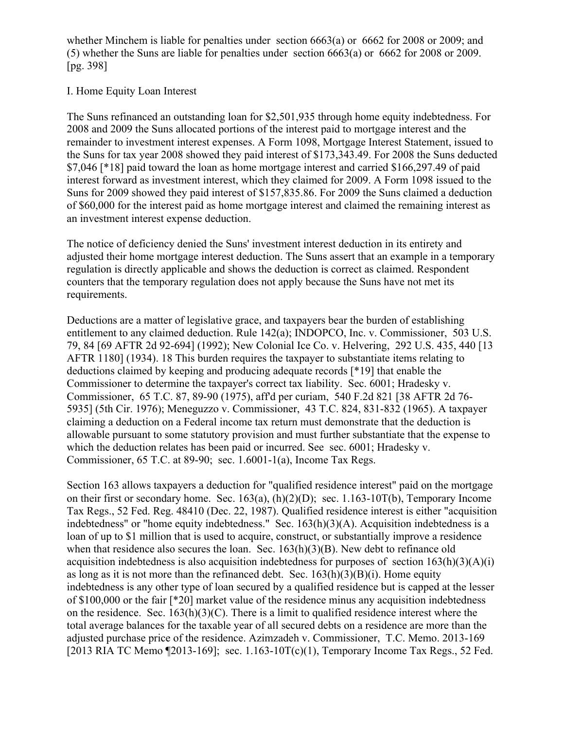whether Minchem is liable for penalties under section 6663(a) or 6662 for 2008 or 2009; and (5) whether the Suns are liable for penalties under section 6663(a) or 6662 for 2008 or 2009. [pg. 398]

I. Home Equity Loan Interest

The Suns refinanced an outstanding loan for $2,501,935 through home equity indebtedness. For 2008 and 2009 the Suns allocated portions of the interest paid to mortgage interest and the remainder to investment interest expenses. A Form 1098, Mortgage Interest Statement, issued to the Suns for tax year 2008 showed they paid interest of $173,343.49. For 2008 the Suns deducted $7,046 [*18] paid toward the loan as home mortgage interest and carried $166,297.49 of paid interest forward as investment interest, which they claimed for 2009. A Form 1098 issued to the Suns for 2009 showed they paid interest of $157,835.86. For 2009 the Suns claimed a deduction of $60,000 for the interest paid as home mortgage interest and claimed the remaining interest as an investment interest expense deduction.

The notice of deficiency denied the Suns' investment interest deduction in its entirety and adjusted their home mortgage interest deduction. The Suns assert that an example in a temporary regulation is directly applicable and shows the deduction is correct as claimed. Respondent counters that the temporary regulation does not apply because the Suns have not met its requirements.

Deductions are a matter of legislative grace, and taxpayers bear the burden of establishing entitlement to any claimed deduction. Rule 142(a); INDOPCO, Inc. v. Commissioner, 503 U.S. 79, 84 [69 AFTR 2d 92-694] (1992); New Colonial Ice Co. v. Helvering, 292 U.S. 435, 440 [13 AFTR 1180] (1934). 18 This burden requires the taxpayer to substantiate items relating to deductions claimed by keeping and producing adequate records [*19] that enable the Commissioner to determine the taxpayer's correct tax liability. Sec. 6001; Hradesky v. Commissioner, 65 T.C. 87, 89-90 (1975), aff'd per curiam, 540 F.2d 821 [38 AFTR 2d 76-5935] (5th Cir. 1976); Meneguzzo v. Commissioner, 43 T.C. 824, 831-832 (1965). A taxpayer claiming a deduction on a Federal income tax return must demonstrate that the deduction is allowable pursuant to some statutory provision and must further substantiate that the expense to which the deduction relates has been paid or incurred. See sec. 6001; Hradesky v. Commissioner, 65 T.C. at 89-90; sec. 1.6001-1(a), Income Tax Regs.

Section 163 allows taxpayers a deduction for "qualified residence interest" paid on the mortgage on their first or secondary home. Sec. 163(a), (h)(2)(D); sec. 1.163-10T(b), Temporary Income Tax Regs., 52 Fed. Reg. 48410 (Dec. 22, 1987). Qualified residence interest is either "acquisition indebtedness" or "home equity indebtedness." Sec. 163(h)(3)(A). Acquisition indebtedness is a loan of up to $1 million that is used to acquire, construct, or substantially improve a residence when that residence also secures the loan. Sec. 163(h)(3)(B). New debt to refinance old acquisition indebtedness is also acquisition indebtedness for purposes of section 163(h)(3)(A)(i) as long as it is not more than the refinanced debt. Sec. 163(h)(3)(B)(i). Home equity indebtedness is any other type of loan secured by a qualified residence but is capped at the lesser of $100,000 or the fair [*20] market value of the residence minus any acquisition indebtedness on the residence. Sec. 163(h)(3)(C). There is a limit to qualified residence interest where the total average balances for the taxable year of all secured debts on a residence are more than the adjusted purchase price of the residence. Azimzadeh v. Commissioner, T.C. Memo. 2013-169 [2013 RIA TC Memo ¶2013-169]; sec. 1.163-10T(c)(1), Temporary Income Tax Regs., 52 Fed.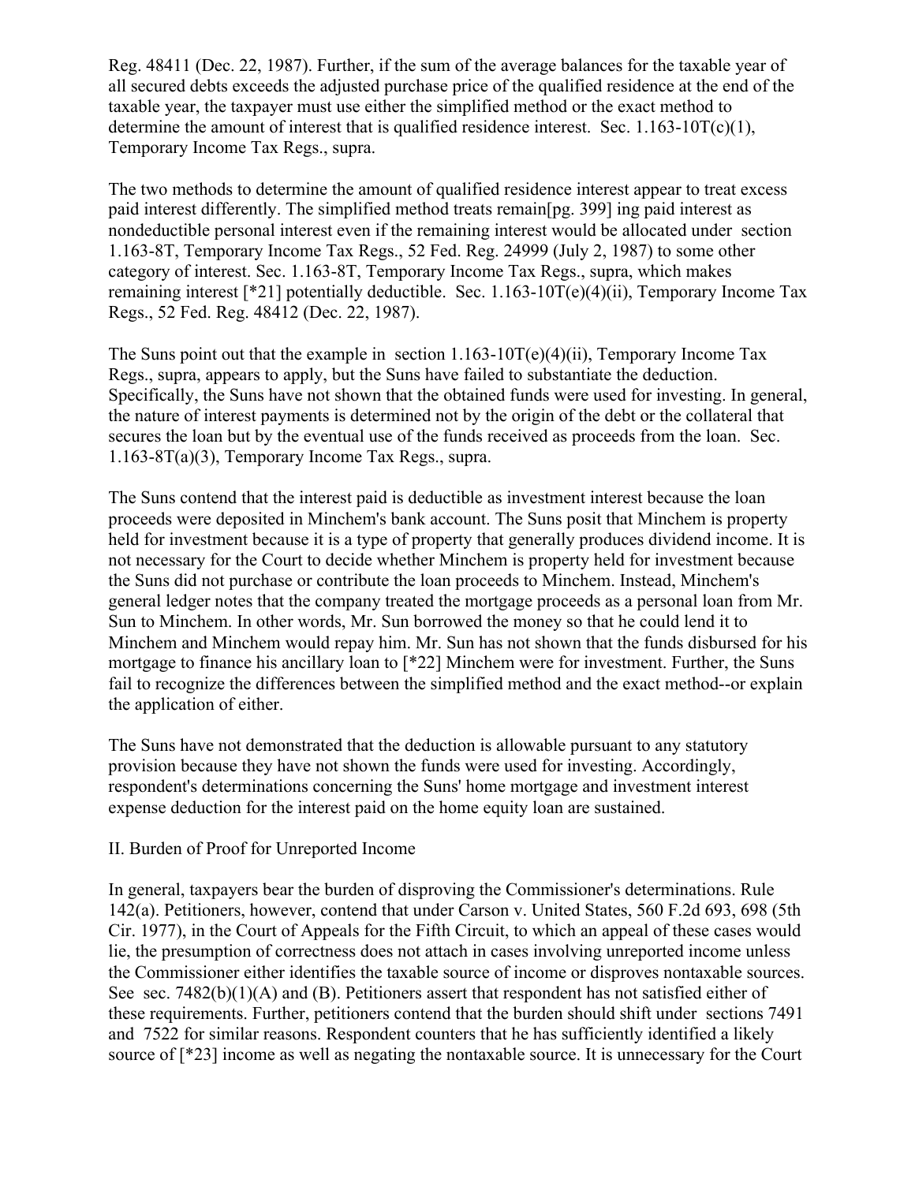Reg. 48411 (Dec. 22, 1987). Further, if the sum of the average balances for the taxable year of all secured debts exceeds the adjusted purchase price of the qualified residence at the end of the taxable year, the taxpayer must use either the simplified method or the exact method to determine the amount of interest that is qualified residence interest. Sec. 1.163-10T(c)(1), Temporary Income Tax Regs., supra.

The two methods to determine the amount of qualified residence interest appear to treat excess paid interest differently. The simplified method treats remain[pg. 399] ing paid interest as nondeductible personal interest even if the remaining interest would be allocated under section 1.163-8T, Temporary Income Tax Regs., 52 Fed. Reg. 24999 (July 2, 1987) to some other category of interest. Sec. 1.163-8T, Temporary Income Tax Regs., supra, which makes remaining interest [*21] potentially deductible. Sec. 1.163-10T(e)(4)(ii), Temporary Income Tax Regs., 52 Fed. Reg. 48412 (Dec. 22, 1987).

The Suns point out that the example in section 1.163-10T(e)(4)(ii), Temporary Income Tax Regs., supra, appears to apply, but the Suns have failed to substantiate the deduction. Specifically, the Suns have not shown that the obtained funds were used for investing. In general, the nature of interest payments is determined not by the origin of the debt or the collateral that secures the loan but by the eventual use of the funds received as proceeds from the loan. Sec. 1.163-8T(a)(3), Temporary Income Tax Regs., supra.

The Suns contend that the interest paid is deductible as investment interest because the loan proceeds were deposited in Minchem's bank account. The Suns posit that Minchem is property held for investment because it is a type of property that generally produces dividend income. It is not necessary for the Court to decide whether Minchem is property held for investment because the Suns did not purchase or contribute the loan proceeds to Minchem. Instead, Minchem's general ledger notes that the company treated the mortgage proceeds as a personal loan from Mr. Sun to Minchem. In other words, Mr. Sun borrowed the money so that he could lend it to Minchem and Minchem would repay him. Mr. Sun has not shown that the funds disbursed for his mortgage to finance his ancillary loan to [*22] Minchem were for investment. Further, the Suns fail to recognize the differences between the simplified method and the exact method--or explain the application of either.

The Suns have not demonstrated that the deduction is allowable pursuant to any statutory provision because they have not shown the funds were used for investing. Accordingly, respondent's determinations concerning the Suns' home mortgage and investment interest expense deduction for the interest paid on the home equity loan are sustained.

## II. Burden of Proof for Unreported Income

In general, taxpayers bear the burden of disproving the Commissioner's determinations. Rule 142(a). Petitioners, however, contend that under Carson v. United States, 560 F.2d 693, 698 (5th Cir. 1977), in the Court of Appeals for the Fifth Circuit, to which an appeal of these cases would lie, the presumption of correctness does not attach in cases involving unreported income unless the Commissioner either identifies the taxable source of income or disproves nontaxable sources. See sec. 7482(b)(1)(A) and (B). Petitioners assert that respondent has not satisfied either of these requirements. Further, petitioners contend that the burden should shift under sections 7491 and 7522 for similar reasons. Respondent counters that he has sufficiently identified a likely source of [*23] income as well as negating the nontaxable source. It is unnecessary for the Court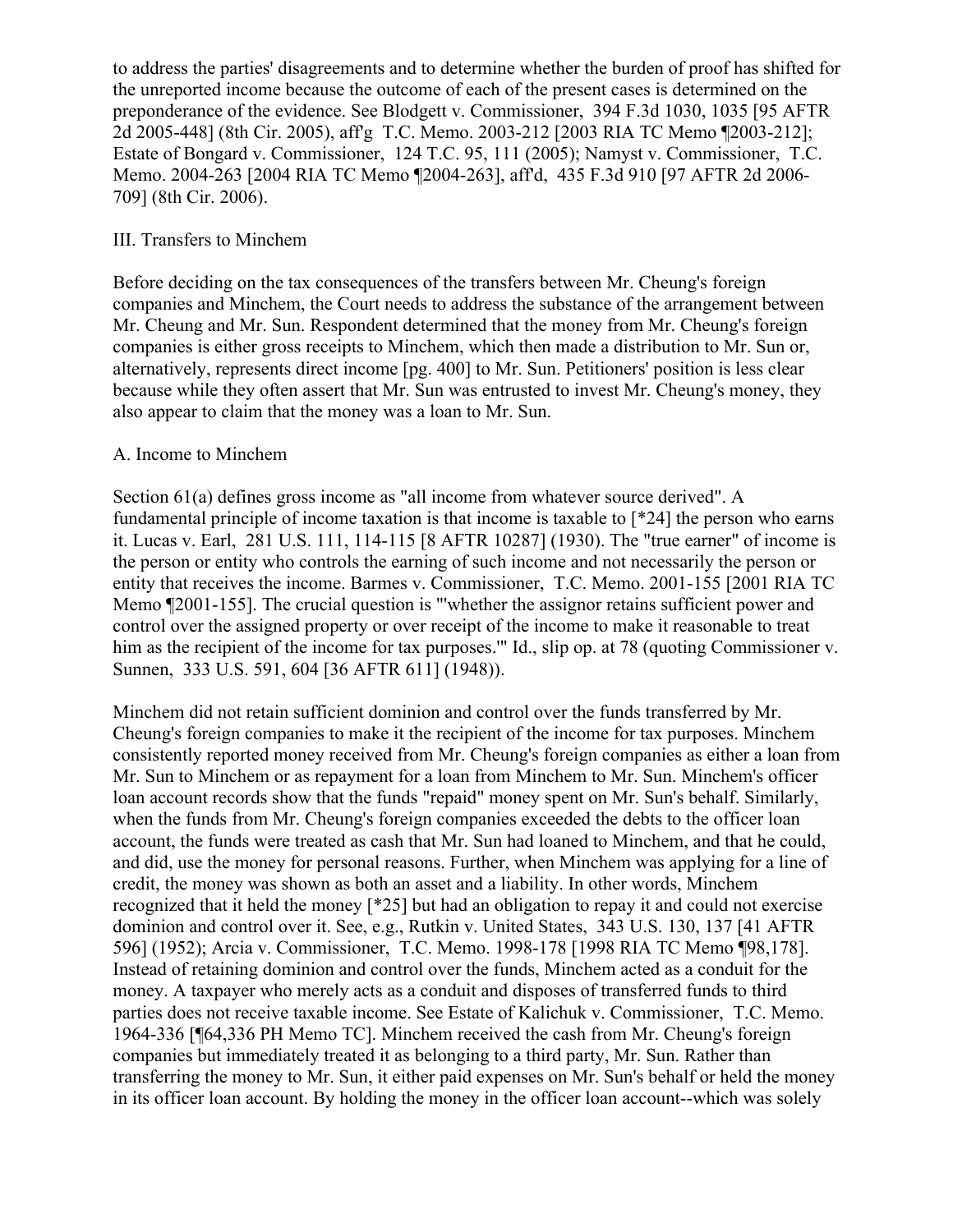to address the parties' disagreements and to determine whether the burden of proof has shifted for the unreported income because the outcome of each of the present cases is determined on the preponderance of the evidence. See Blodgett v. Commissioner, 394 F.3d 1030, 1035 [95 AFTR 2d 2005-448] (8th Cir. 2005), aff'g T.C. Memo. 2003-212 [2003 RIA TC Memo ¶2003-212]; Estate of Bongard v. Commissioner, 124 T.C. 95, 111 (2005); Namyst v. Commissioner, T.C. Memo. 2004-263 [2004 RIA TC Memo ¶2004-263], aff'd, 435 F.3d 910 [97 AFTR 2d 2006-709] (8th Cir. 2006).

## III. Transfers to Minchem

Before deciding on the tax consequences of the transfers between Mr. Cheung's foreign companies and Minchem, the Court needs to address the substance of the arrangement between Mr. Cheung and Mr. Sun. Respondent determined that the money from Mr. Cheung's foreign companies is either gross receipts to Minchem, which then made a distribution to Mr. Sun or, alternatively, represents direct income [pg. 400] to Mr. Sun. Petitioners' position is less clear because while they often assert that Mr. Sun was entrusted to invest Mr. Cheung's money, they also appear to claim that the money was a loan to Mr. Sun.

### A. Income to Minchem

Section 61(a) defines gross income as "all income from whatever source derived". A fundamental principle of income taxation is that income is taxable to [*24] the person who earns it. Lucas v. Earl, 281 U.S. 111, 114-115 [8 AFTR 10287] (1930). The "true earner" of income is the person or entity who controls the earning of such income and not necessarily the person or entity that receives the income. Barmes v. Commissioner, T.C. Memo. 2001-155 [2001 RIA TC Memo ¶2001-155]. The crucial question is "'whether the assignor retains sufficient power and control over the assigned property or over receipt of the income to make it reasonable to treat him as the recipient of the income for tax purposes.'" Id., slip op. at 78 (quoting Commissioner v. Sunnen, 333 U.S. 591, 604 [36 AFTR 611] (1948)).

Minchem did not retain sufficient dominion and control over the funds transferred by Mr. Cheung's foreign companies to make it the recipient of the income for tax purposes. Minchem consistently reported money received from Mr. Cheung's foreign companies as either a loan from Mr. Sun to Minchem or as repayment for a loan from Minchem to Mr. Sun. Minchem's officer loan account records show that the funds "repaid" money spent on Mr. Sun's behalf. Similarly, when the funds from Mr. Cheung's foreign companies exceeded the debts to the officer loan account, the funds were treated as cash that Mr. Sun had loaned to Minchem, and that he could, and did, use the money for personal reasons. Further, when Minchem was applying for a line of credit, the money was shown as both an asset and a liability. In other words, Minchem recognized that it held the money [*25] but had an obligation to repay it and could not exercise dominion and control over it. See, e.g., Rutkin v. United States, 343 U.S. 130, 137 [41 AFTR 596] (1952); Arcia v. Commissioner, T.C. Memo. 1998-178 [1998 RIA TC Memo ¶98,178]. Instead of retaining dominion and control over the funds, Minchem acted as a conduit for the money. A taxpayer who merely acts as a conduit and disposes of transferred funds to third parties does not receive taxable income. See Estate of Kalichuk v. Commissioner, T.C. Memo. 1964-336 [¶64,336 PH Memo TC]. Minchem received the cash from Mr. Cheung's foreign companies but immediately treated it as belonging to a third party, Mr. Sun. Rather than transferring the money to Mr. Sun, it either paid expenses on Mr. Sun's behalf or held the money in its officer loan account. By holding the money in the officer loan account--which was solely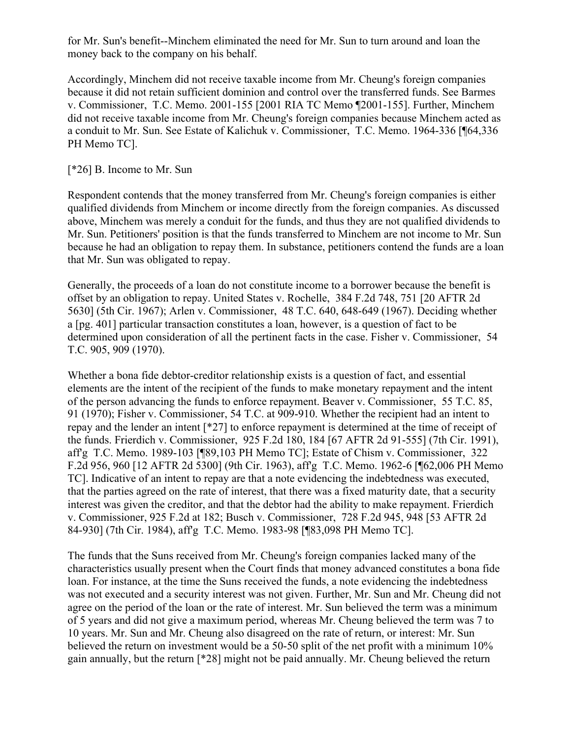for Mr. Sun's benefit--Minchem eliminated the need for Mr. Sun to turn around and loan the money back to the company on his behalf.

Accordingly, Minchem did not receive taxable income from Mr. Cheung's foreign companies because it did not retain sufficient dominion and control over the transferred funds. See Barmes v. Commissioner, T.C. Memo. 2001-155 [2001 RIA TC Memo ¶2001-155]. Further, Minchem did not receive taxable income from Mr. Cheung's foreign companies because Minchem acted as a conduit to Mr. Sun. See Estate of Kalichuk v. Commissioner, T.C. Memo. 1964-336 [¶64,336 PH Memo TC].

[*26] B. Income to Mr. Sun

Respondent contends that the money transferred from Mr. Cheung's foreign companies is either qualified dividends from Minchem or income directly from the foreign companies. As discussed above, Minchem was merely a conduit for the funds, and thus they are not qualified dividends to Mr. Sun. Petitioners' position is that the funds transferred to Minchem are not income to Mr. Sun because he had an obligation to repay them. In substance, petitioners contend the funds are a loan that Mr. Sun was obligated to repay.

Generally, the proceeds of a loan do not constitute income to a borrower because the benefit is offset by an obligation to repay. United States v. Rochelle, 384 F.2d 748, 751 [20 AFTR 2d 5630] (5th Cir. 1967); Arlen v. Commissioner, 48 T.C. 640, 648-649 (1967). Deciding whether a [pg. 401] particular transaction constitutes a loan, however, is a question of fact to be determined upon consideration of all the pertinent facts in the case. Fisher v. Commissioner, 54 T.C. 905, 909 (1970).

Whether a bona fide debtor-creditor relationship exists is a question of fact, and essential elements are the intent of the recipient of the funds to make monetary repayment and the intent of the person advancing the funds to enforce repayment. Beaver v. Commissioner, 55 T.C. 85, 91 (1970); Fisher v. Commissioner, 54 T.C. at 909-910. Whether the recipient had an intent to repay and the lender an intent [*27] to enforce repayment is determined at the time of receipt of the funds. Frierdich v. Commissioner, 925 F.2d 180, 184 [67 AFTR 2d 91-555] (7th Cir. 1991), aff'g T.C. Memo. 1989-103 [¶89,103 PH Memo TC]; Estate of Chism v. Commissioner, 322 F.2d 956, 960 [12 AFTR 2d 5300] (9th Cir. 1963), aff'g T.C. Memo. 1962-6 [¶62,006 PH Memo TC]. Indicative of an intent to repay are that a note evidencing the indebtedness was executed, that the parties agreed on the rate of interest, that there was a fixed maturity date, that a security interest was given the creditor, and that the debtor had the ability to make repayment. Frierdich v. Commissioner, 925 F.2d at 182; Busch v. Commissioner, 728 F.2d 945, 948 [53 AFTR 2d 84-930] (7th Cir. 1984), aff'g T.C. Memo. 1983-98 [¶83,098 PH Memo TC].

The funds that the Suns received from Mr. Cheung's foreign companies lacked many of the characteristics usually present when the Court finds that money advanced constitutes a bona fide loan. For instance, at the time the Suns received the funds, a note evidencing the indebtedness was not executed and a security interest was not given. Further, Mr. Sun and Mr. Cheung did not agree on the period of the loan or the rate of interest. Mr. Sun believed the term was a minimum of 5 years and did not give a maximum period, whereas Mr. Cheung believed the term was 7 to 10 years. Mr. Sun and Mr. Cheung also disagreed on the rate of return, or interest: Mr. Sun believed the return on investment would be a 50-50 split of the net profit with a minimum 10% gain annually, but the return [*28] might not be paid annually. Mr. Cheung believed the return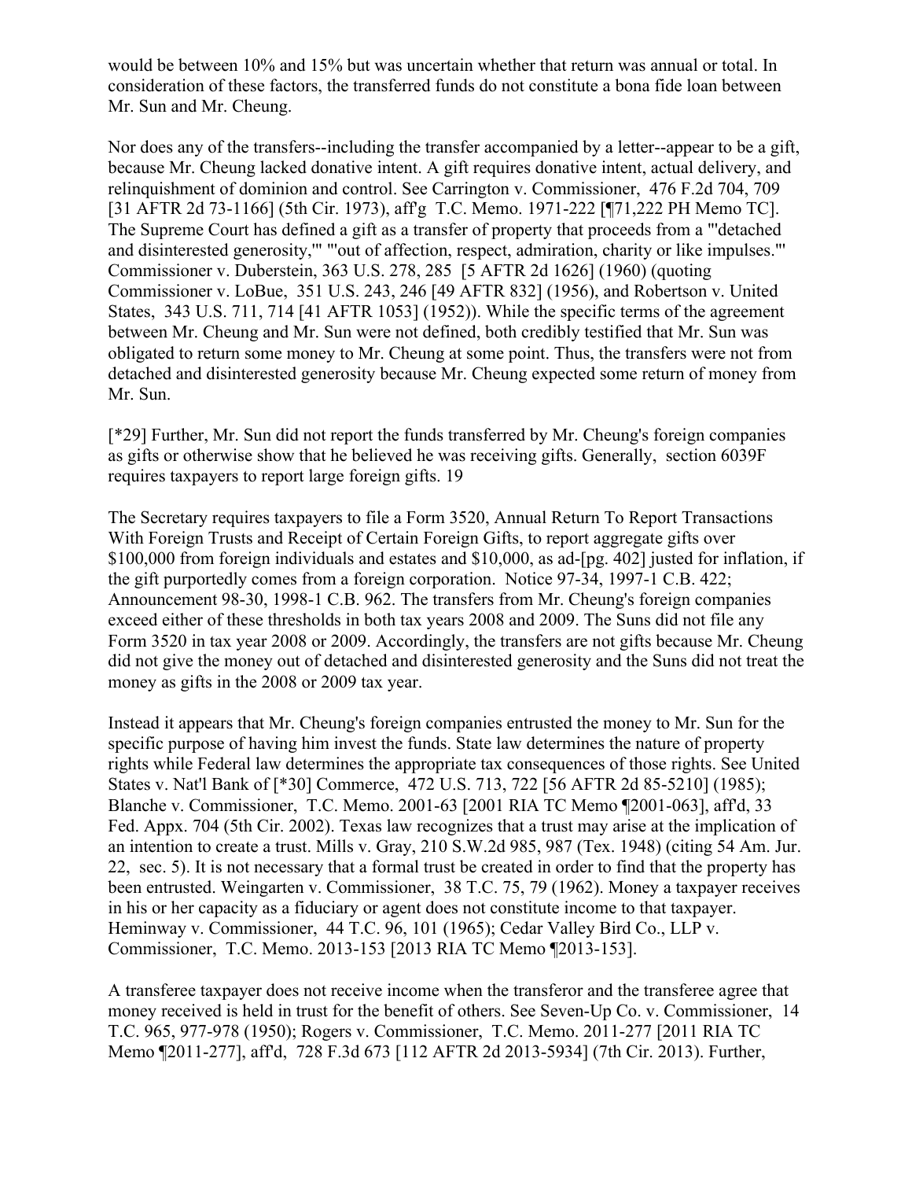would be between 10% and 15% but was uncertain whether that return was annual or total. In consideration of these factors, the transferred funds do not constitute a bona fide loan between Mr. Sun and Mr. Cheung.

Nor does any of the transfers--including the transfer accompanied by a letter--appear to be a gift, because Mr. Cheung lacked donative intent. A gift requires donative intent, actual delivery, and relinquishment of dominion and control. See Carrington v. Commissioner, 476 F.2d 704, 709 [31 AFTR 2d 73-1166] (5th Cir. 1973), aff'g T.C. Memo. 1971-222 [¶71,222 PH Memo TC]. The Supreme Court has defined a gift as a transfer of property that proceeds from a "'detached and disinterested generosity,'" "'out of affection, respect, admiration, charity or like impulses.'" Commissioner v. Duberstein, 363 U.S. 278, 285 [5 AFTR 2d 1626] (1960) (quoting Commissioner v. LoBue, 351 U.S. 243, 246 [49 AFTR 832] (1956), and Robertson v. United States, 343 U.S. 711, 714 [41 AFTR 1053] (1952)). While the specific terms of the agreement between Mr. Cheung and Mr. Sun were not defined, both credibly testified that Mr. Sun was obligated to return some money to Mr. Cheung at some point. Thus, the transfers were not from detached and disinterested generosity because Mr. Cheung expected some return of money from Mr. Sun.

[*29] Further, Mr. Sun did not report the funds transferred by Mr. Cheung's foreign companies as gifts or otherwise show that he believed he was receiving gifts. Generally, section 6039F requires taxpayers to report large foreign gifts. 19

The Secretary requires taxpayers to file a Form 3520, Annual Return To Report Transactions With Foreign Trusts and Receipt of Certain Foreign Gifts, to report aggregate gifts over $100,000 from foreign individuals and estates and $10,000, as ad-[pg. 402] justed for inflation, if the gift purportedly comes from a foreign corporation. Notice 97-34, 1997-1 C.B. 422; Announcement 98-30, 1998-1 C.B. 962. The transfers from Mr. Cheung's foreign companies exceed either of these thresholds in both tax years 2008 and 2009. The Suns did not file any Form 3520 in tax year 2008 or 2009. Accordingly, the transfers are not gifts because Mr. Cheung did not give the money out of detached and disinterested generosity and the Suns did not treat the money as gifts in the 2008 or 2009 tax year.

Instead it appears that Mr. Cheung's foreign companies entrusted the money to Mr. Sun for the specific purpose of having him invest the funds. State law determines the nature of property rights while Federal law determines the appropriate tax consequences of those rights. See United States v. Nat'l Bank of [*30] Commerce, 472 U.S. 713, 722 [56 AFTR 2d 85-5210] (1985); Blanche v. Commissioner, T.C. Memo. 2001-63 [2001 RIA TC Memo ¶2001-063], aff'd, 33 Fed. Appx. 704 (5th Cir. 2002). Texas law recognizes that a trust may arise at the implication of an intention to create a trust. Mills v. Gray, 210 S.W.2d 985, 987 (Tex. 1948) (citing 54 Am. Jur. 22, sec. 5). It is not necessary that a formal trust be created in order to find that the property has been entrusted. Weingarten v. Commissioner, 38 T.C. 75, 79 (1962). Money a taxpayer receives in his or her capacity as a fiduciary or agent does not constitute income to that taxpayer. Heminway v. Commissioner, 44 T.C. 96, 101 (1965); Cedar Valley Bird Co., LLP v. Commissioner, T.C. Memo. 2013-153 [2013 RIA TC Memo ¶2013-153].

A transferee taxpayer does not receive income when the transferor and the transferee agree that money received is held in trust for the benefit of others. See Seven-Up Co. v. Commissioner, 14 T.C. 965, 977-978 (1950); Rogers v. Commissioner, T.C. Memo. 2011-277 [2011 RIA TC Memo ¶2011-277], aff'd, 728 F.3d 673 [112 AFTR 2d 2013-5934] (7th Cir. 2013). Further,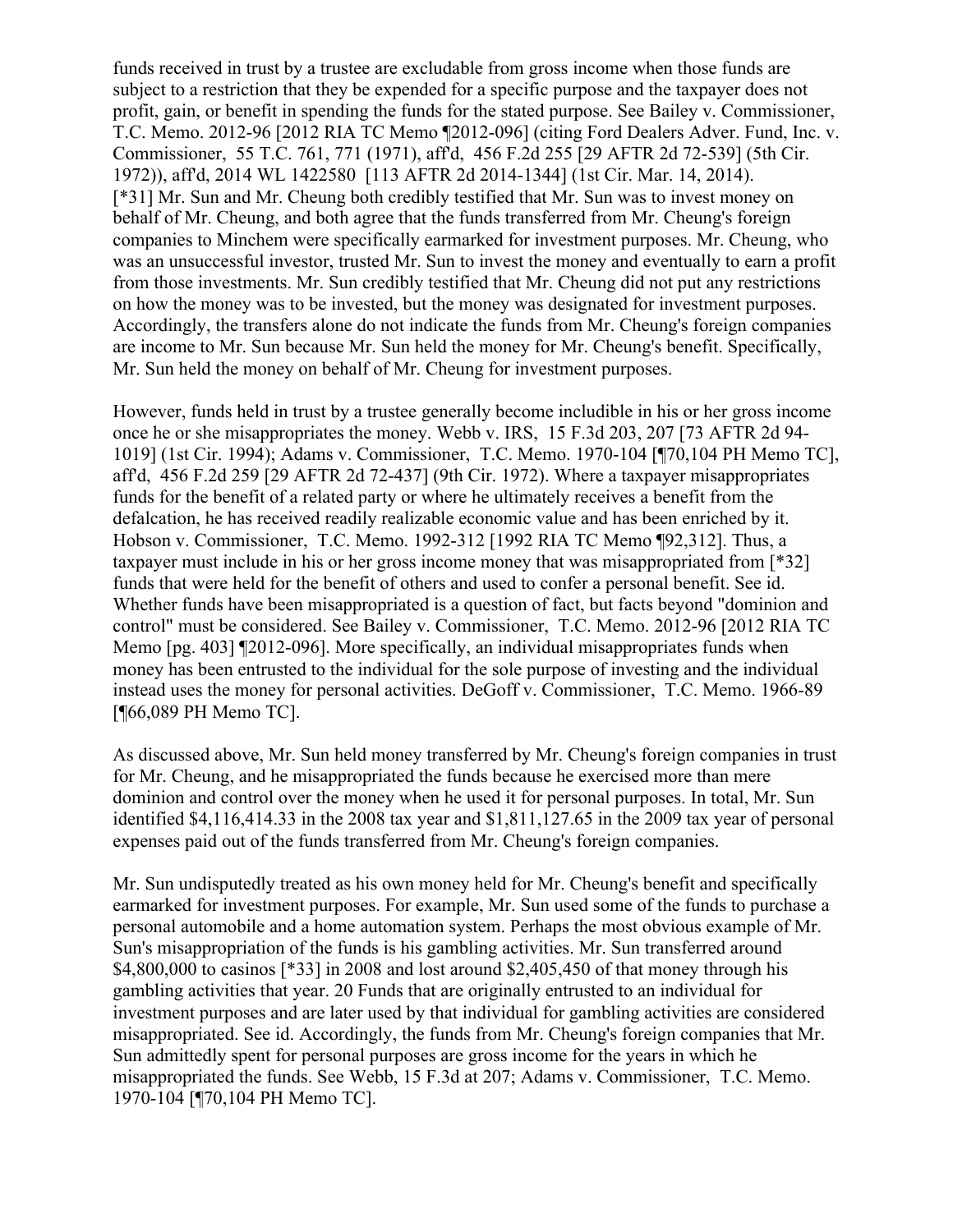funds received in trust by a trustee are excludable from gross income when those funds are subject to a restriction that they be expended for a specific purpose and the taxpayer does not profit, gain, or benefit in spending the funds for the stated purpose. See Bailey v. Commissioner, T.C. Memo. 2012-96 [2012 RIA TC Memo ¶2012-096] (citing Ford Dealers Adver. Fund, Inc. v. Commissioner, 55 T.C. 761, 771 (1971), aff'd, 456 F.2d 255 [29 AFTR 2d 72-539] (5th Cir. 1972)), aff'd, 2014 WL 1422580 [113 AFTR 2d 2014-1344] (1st Cir. Mar. 14, 2014).
[*31] Mr. Sun and Mr. Cheung both credibly testified that Mr. Sun was to invest money on behalf of Mr. Cheung, and both agree that the funds transferred from Mr. Cheung's foreign companies to Minchem were specifically earmarked for investment purposes. Mr. Cheung, who was an unsuccessful investor, trusted Mr. Sun to invest the money and eventually to earn a profit from those investments. Mr. Sun credibly testified that Mr. Cheung did not put any restrictions on how the money was to be invested, but the money was designated for investment purposes. Accordingly, the transfers alone do not indicate the funds from Mr. Cheung's foreign companies are income to Mr. Sun because Mr. Sun held the money for Mr. Cheung's benefit. Specifically, Mr. Sun held the money on behalf of Mr. Cheung for investment purposes.

However, funds held in trust by a trustee generally become includible in his or her gross income once he or she misappropriates the money. Webb v. IRS, 15 F.3d 203, 207 [73 AFTR 2d 94-1019] (1st Cir. 1994); Adams v. Commissioner, T.C. Memo. 1970-104 [¶70,104 PH Memo TC], aff'd, 456 F.2d 259 [29 AFTR 2d 72-437] (9th Cir. 1972). Where a taxpayer misappropriates funds for the benefit of a related party or where he ultimately receives a benefit from the defalcation, he has received readily realizable economic value and has been enriched by it. Hobson v. Commissioner, T.C. Memo. 1992-312 [1992 RIA TC Memo ¶92,312]. Thus, a taxpayer must include in his or her gross income money that was misappropriated from [*32] funds that were held for the benefit of others and used to confer a personal benefit. See id. Whether funds have been misappropriated is a question of fact, but facts beyond "dominion and control" must be considered. See Bailey v. Commissioner, T.C. Memo. 2012-96 [2012 RIA TC Memo [pg. 403] ¶2012-096]. More specifically, an individual misappropriates funds when money has been entrusted to the individual for the sole purpose of investing and the individual instead uses the money for personal activities. DeGoff v. Commissioner, T.C. Memo. 1966-89 [¶66,089 PH Memo TC].

As discussed above, Mr. Sun held money transferred by Mr. Cheung's foreign companies in trust for Mr. Cheung, and he misappropriated the funds because he exercised more than mere dominion and control over the money when he used it for personal purposes. In total, Mr. Sun identified $4,116,414.33 in the 2008 tax year and $1,811,127.65 in the 2009 tax year of personal expenses paid out of the funds transferred from Mr. Cheung's foreign companies.

Mr. Sun undisputedly treated as his own money held for Mr. Cheung's benefit and specifically earmarked for investment purposes. For example, Mr. Sun used some of the funds to purchase a personal automobile and a home automation system. Perhaps the most obvious example of Mr. Sun's misappropriation of the funds is his gambling activities. Mr. Sun transferred around $4,800,000 to casinos [*33] in 2008 and lost around $2,405,450 of that money through his gambling activities that year. 20 Funds that are originally entrusted to an individual for investment purposes and are later used by that individual for gambling activities are considered misappropriated. See id. Accordingly, the funds from Mr. Cheung's foreign companies that Mr. Sun admittedly spent for personal purposes are gross income for the years in which he misappropriated the funds. See Webb, 15 F.3d at 207; Adams v. Commissioner, T.C. Memo. 1970-104 [¶70,104 PH Memo TC].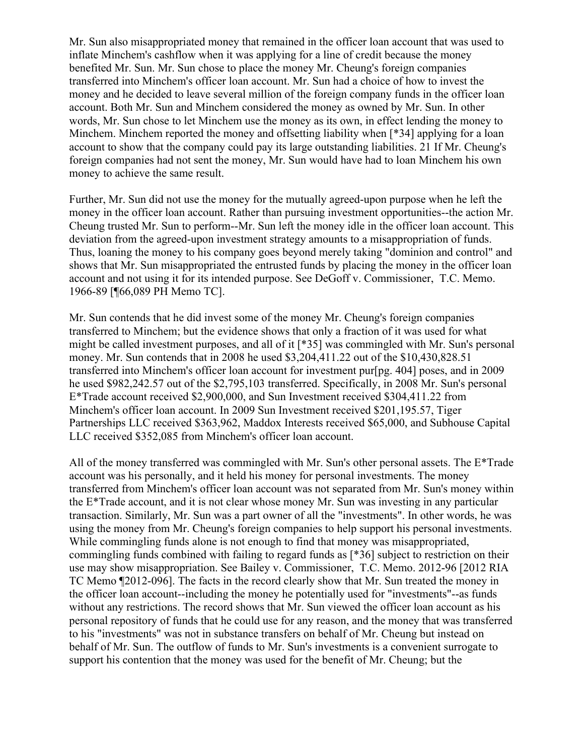Mr. Sun also misappropriated money that remained in the officer loan account that was used to inflate Minchem's cashflow when it was applying for a line of credit because the money benefited Mr. Sun. Mr. Sun chose to place the money Mr. Cheung's foreign companies transferred into Minchem's officer loan account. Mr. Sun had a choice of how to invest the money and he decided to leave several million of the foreign company funds in the officer loan account. Both Mr. Sun and Minchem considered the money as owned by Mr. Sun. In other words, Mr. Sun chose to let Minchem use the money as its own, in effect lending the money to Minchem. Minchem reported the money and offsetting liability when [*34] applying for a loan account to show that the company could pay its large outstanding liabilities. 21 If Mr. Cheung's foreign companies had not sent the money, Mr. Sun would have had to loan Minchem his own money to achieve the same result.

Further, Mr. Sun did not use the money for the mutually agreed-upon purpose when he left the money in the officer loan account. Rather than pursuing investment opportunities--the action Mr. Cheung trusted Mr. Sun to perform--Mr. Sun left the money idle in the officer loan account. This deviation from the agreed-upon investment strategy amounts to a misappropriation of funds. Thus, loaning the money to his company goes beyond merely taking "dominion and control" and shows that Mr. Sun misappropriated the entrusted funds by placing the money in the officer loan account and not using it for its intended purpose. See DeGoff v. Commissioner, T.C. Memo. 1966-89 [¶66,089 PH Memo TC].

Mr. Sun contends that he did invest some of the money Mr. Cheung's foreign companies transferred to Minchem; but the evidence shows that only a fraction of it was used for what might be called investment purposes, and all of it [*35] was commingled with Mr. Sun's personal money. Mr. Sun contends that in 2008 he used $3,204,411.22 out of the $10,430,828.51 transferred into Minchem's officer loan account for investment pur[pg. 404] poses, and in 2009 he used $982,242.57 out of the $2,795,103 transferred. Specifically, in 2008 Mr. Sun's personal E*Trade account received $2,900,000, and Sun Investment received $304,411.22 from Minchem's officer loan account. In 2009 Sun Investment received $201,195.57, Tiger Partnerships LLC received $363,962, Maddox Interests received $65,000, and Subhouse Capital LLC received $352,085 from Minchem's officer loan account.

All of the money transferred was commingled with Mr. Sun's other personal assets. The E*Trade account was his personally, and it held his money for personal investments. The money transferred from Minchem's officer loan account was not separated from Mr. Sun's money within the E*Trade account, and it is not clear whose money Mr. Sun was investing in any particular transaction. Similarly, Mr. Sun was a part owner of all the "investments". In other words, he was using the money from Mr. Cheung's foreign companies to help support his personal investments. While commingling funds alone is not enough to find that money was misappropriated, commingling funds combined with failing to regard funds as [*36] subject to restriction on their use may show misappropriation. See Bailey v. Commissioner, T.C. Memo. 2012-96 [2012 RIA TC Memo ¶2012-096]. The facts in the record clearly show that Mr. Sun treated the money in the officer loan account--including the money he potentially used for "investments"--as funds without any restrictions. The record shows that Mr. Sun viewed the officer loan account as his personal repository of funds that he could use for any reason, and the money that was transferred to his "investments" was not in substance transfers on behalf of Mr. Cheung but instead on behalf of Mr. Sun. The outflow of funds to Mr. Sun's investments is a convenient surrogate to support his contention that the money was used for the benefit of Mr. Cheung; but the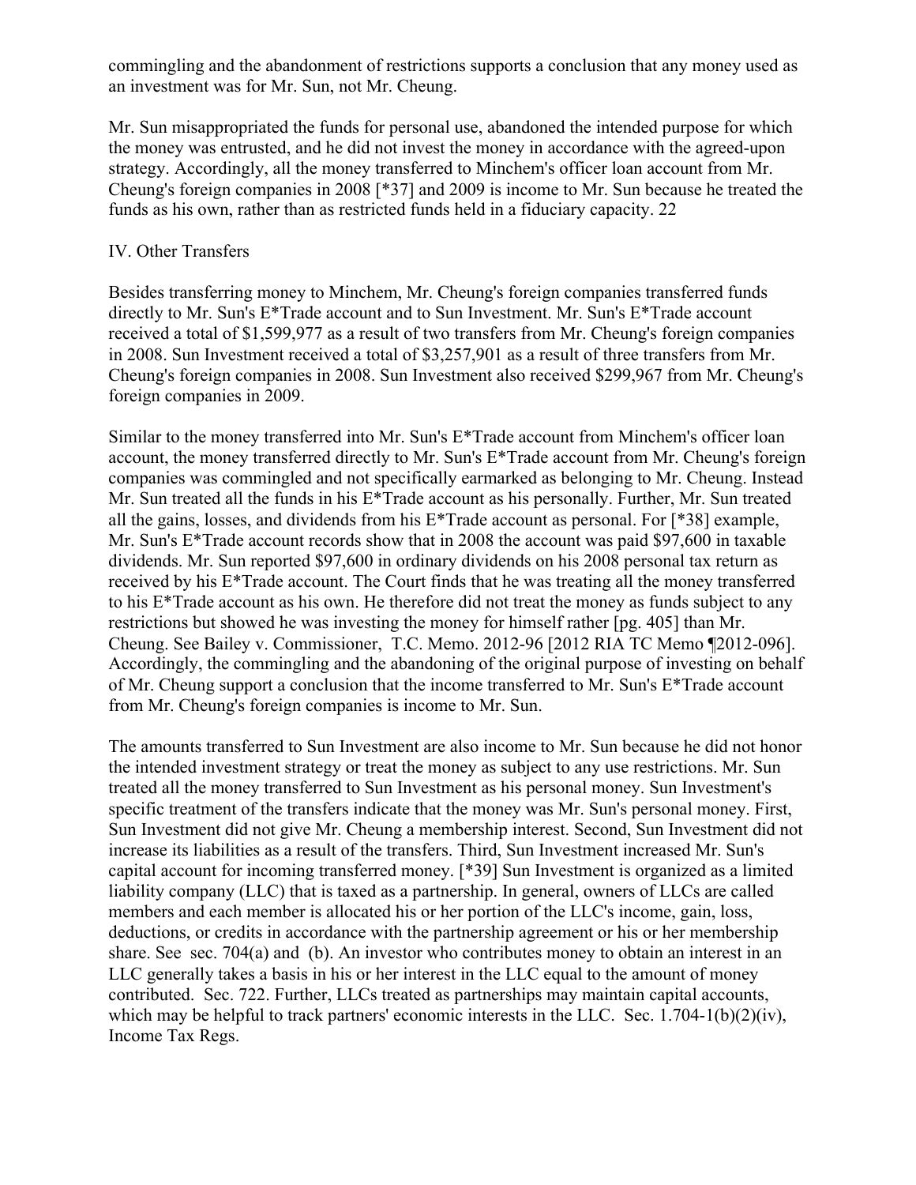commingling and the abandonment of restrictions supports a conclusion that any money used as an investment was for Mr. Sun, not Mr. Cheung.

Mr. Sun misappropriated the funds for personal use, abandoned the intended purpose for which the money was entrusted, and he did not invest the money in accordance with the agreed-upon strategy. Accordingly, all the money transferred to Minchem's officer loan account from Mr. Cheung's foreign companies in 2008 [*37] and 2009 is income to Mr. Sun because he treated the funds as his own, rather than as restricted funds held in a fiduciary capacity. 22

IV. Other Transfers

Besides transferring money to Minchem, Mr. Cheung's foreign companies transferred funds directly to Mr. Sun's E*Trade account and to Sun Investment. Mr. Sun's E*Trade account received a total of $1,599,977 as a result of two transfers from Mr. Cheung's foreign companies in 2008. Sun Investment received a total of $3,257,901 as a result of three transfers from Mr. Cheung's foreign companies in 2008. Sun Investment also received $299,967 from Mr. Cheung's foreign companies in 2009.

Similar to the money transferred into Mr. Sun's E*Trade account from Minchem's officer loan account, the money transferred directly to Mr. Sun's E*Trade account from Mr. Cheung's foreign companies was commingled and not specifically earmarked as belonging to Mr. Cheung. Instead Mr. Sun treated all the funds in his E*Trade account as his personally. Further, Mr. Sun treated all the gains, losses, and dividends from his E*Trade account as personal. For [*38] example, Mr. Sun's E*Trade account records show that in 2008 the account was paid $97,600 in taxable dividends. Mr. Sun reported $97,600 in ordinary dividends on his 2008 personal tax return as received by his E*Trade account. The Court finds that he was treating all the money transferred to his E*Trade account as his own. He therefore did not treat the money as funds subject to any restrictions but showed he was investing the money for himself rather [pg. 405] than Mr. Cheung. See Bailey v. Commissioner, T.C. Memo. 2012-96 [2012 RIA TC Memo ¶2012-096]. Accordingly, the commingling and the abandoning of the original purpose of investing on behalf of Mr. Cheung support a conclusion that the income transferred to Mr. Sun's E*Trade account from Mr. Cheung's foreign companies is income to Mr. Sun.

The amounts transferred to Sun Investment are also income to Mr. Sun because he did not honor the intended investment strategy or treat the money as subject to any use restrictions. Mr. Sun treated all the money transferred to Sun Investment as his personal money. Sun Investment's specific treatment of the transfers indicate that the money was Mr. Sun's personal money. First, Sun Investment did not give Mr. Cheung a membership interest. Second, Sun Investment did not increase its liabilities as a result of the transfers. Third, Sun Investment increased Mr. Sun's capital account for incoming transferred money. [*39] Sun Investment is organized as a limited liability company (LLC) that is taxed as a partnership. In general, owners of LLCs are called members and each member is allocated his or her portion of the LLC's income, gain, loss, deductions, or credits in accordance with the partnership agreement or his or her membership share. See sec. 704(a) and (b). An investor who contributes money to obtain an interest in an LLC generally takes a basis in his or her interest in the LLC equal to the amount of money contributed. Sec. 722. Further, LLCs treated as partnerships may maintain capital accounts, which may be helpful to track partners' economic interests in the LLC. Sec. 1.704-1(b)(2)(iv), Income Tax Regs.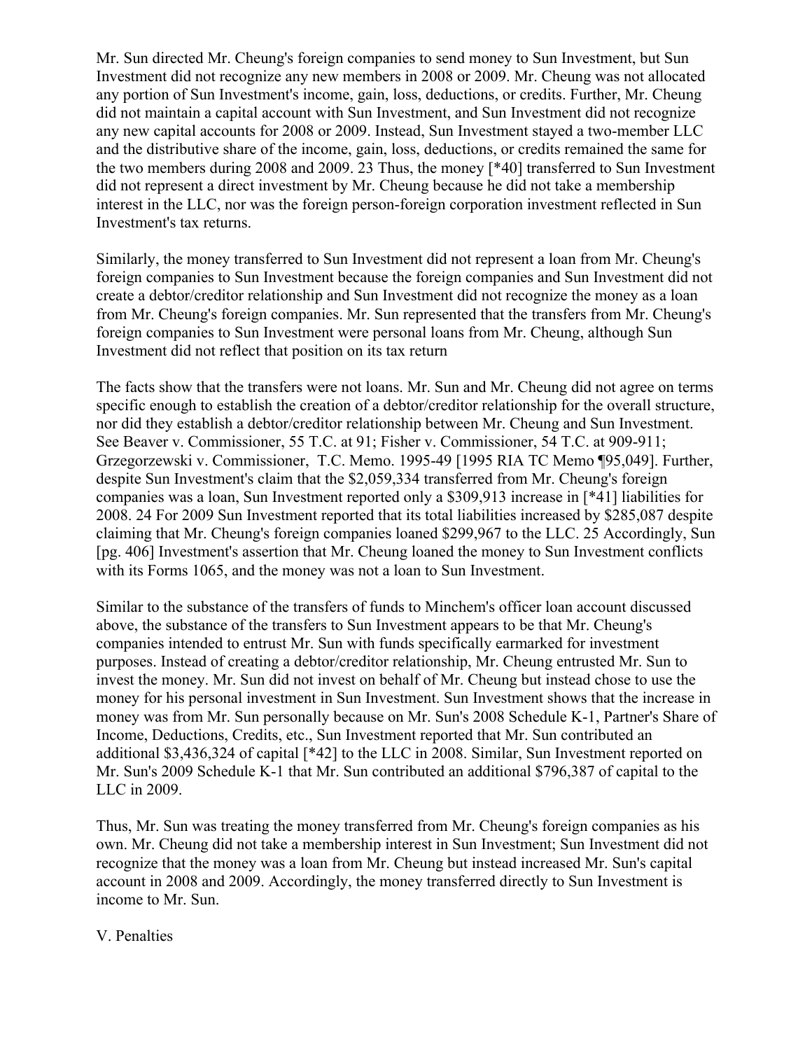Mr. Sun directed Mr. Cheung's foreign companies to send money to Sun Investment, but Sun Investment did not recognize any new members in 2008 or 2009. Mr. Cheung was not allocated any portion of Sun Investment's income, gain, loss, deductions, or credits. Further, Mr. Cheung did not maintain a capital account with Sun Investment, and Sun Investment did not recognize any new capital accounts for 2008 or 2009. Instead, Sun Investment stayed a two-member LLC and the distributive share of the income, gain, loss, deductions, or credits remained the same for the two members during 2008 and 2009. 23 Thus, the money [*40] transferred to Sun Investment did not represent a direct investment by Mr. Cheung because he did not take a membership interest in the LLC, nor was the foreign person-foreign corporation investment reflected in Sun Investment's tax returns.

Similarly, the money transferred to Sun Investment did not represent a loan from Mr. Cheung's foreign companies to Sun Investment because the foreign companies and Sun Investment did not create a debtor/creditor relationship and Sun Investment did not recognize the money as a loan from Mr. Cheung's foreign companies. Mr. Sun represented that the transfers from Mr. Cheung's foreign companies to Sun Investment were personal loans from Mr. Cheung, although Sun Investment did not reflect that position on its tax return

The facts show that the transfers were not loans. Mr. Sun and Mr. Cheung did not agree on terms specific enough to establish the creation of a debtor/creditor relationship for the overall structure, nor did they establish a debtor/creditor relationship between Mr. Cheung and Sun Investment. See Beaver v. Commissioner, 55 T.C. at 91; Fisher v. Commissioner, 54 T.C. at 909-911; Grzegorzewski v. Commissioner, T.C. Memo. 1995-49 [1995 RIA TC Memo ¶95,049]. Further, despite Sun Investment's claim that the $2,059,334 transferred from Mr. Cheung's foreign companies was a loan, Sun Investment reported only a $309,913 increase in [*41] liabilities for 2008. 24 For 2009 Sun Investment reported that its total liabilities increased by $285,087 despite claiming that Mr. Cheung's foreign companies loaned $299,967 to the LLC. 25 Accordingly, Sun [pg. 406] Investment's assertion that Mr. Cheung loaned the money to Sun Investment conflicts with its Forms 1065, and the money was not a loan to Sun Investment.

Similar to the substance of the transfers of funds to Minchem's officer loan account discussed above, the substance of the transfers to Sun Investment appears to be that Mr. Cheung's companies intended to entrust Mr. Sun with funds specifically earmarked for investment purposes. Instead of creating a debtor/creditor relationship, Mr. Cheung entrusted Mr. Sun to invest the money. Mr. Sun did not invest on behalf of Mr. Cheung but instead chose to use the money for his personal investment in Sun Investment. Sun Investment shows that the increase in money was from Mr. Sun personally because on Mr. Sun's 2008 Schedule K-1, Partner's Share of Income, Deductions, Credits, etc., Sun Investment reported that Mr. Sun contributed an additional $3,436,324 of capital [*42] to the LLC in 2008. Similar, Sun Investment reported on Mr. Sun's 2009 Schedule K-1 that Mr. Sun contributed an additional $796,387 of capital to the LLC in 2009.

Thus, Mr. Sun was treating the money transferred from Mr. Cheung's foreign companies as his own. Mr. Cheung did not take a membership interest in Sun Investment; Sun Investment did not recognize that the money was a loan from Mr. Cheung but instead increased Mr. Sun's capital account in 2008 and 2009. Accordingly, the money transferred directly to Sun Investment is income to Mr. Sun.

V. Penalties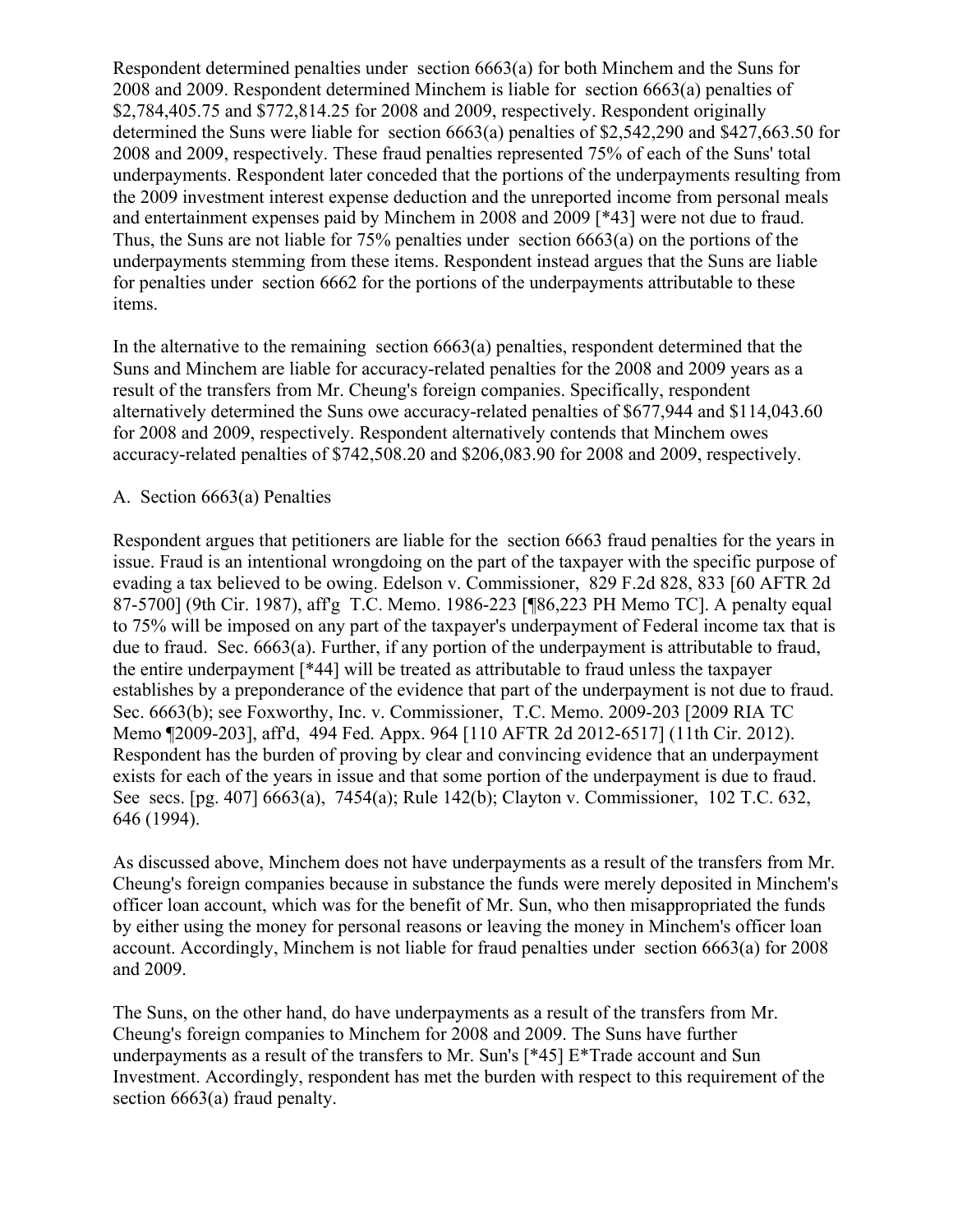Respondent determined penalties under section 6663(a) for both Minchem and the Suns for 2008 and 2009. Respondent determined Minchem is liable for section 6663(a) penalties of $2,784,405.75 and $772,814.25 for 2008 and 2009, respectively. Respondent originally determined the Suns were liable for section 6663(a) penalties of $2,542,290 and $427,663.50 for 2008 and 2009, respectively. These fraud penalties represented 75% of each of the Suns' total underpayments. Respondent later conceded that the portions of the underpayments resulting from the 2009 investment interest expense deduction and the unreported income from personal meals and entertainment expenses paid by Minchem in 2008 and 2009 [*43] were not due to fraud. Thus, the Suns are not liable for 75% penalties under section 6663(a) on the portions of the underpayments stemming from these items. Respondent instead argues that the Suns are liable for penalties under section 6662 for the portions of the underpayments attributable to these items.

In the alternative to the remaining section 6663(a) penalties, respondent determined that the Suns and Minchem are liable for accuracy-related penalties for the 2008 and 2009 years as a result of the transfers from Mr. Cheung's foreign companies. Specifically, respondent alternatively determined the Suns owe accuracy-related penalties of $677,944 and $114,043.60 for 2008 and 2009, respectively. Respondent alternatively contends that Minchem owes accuracy-related penalties of $742,508.20 and $206,083.90 for 2008 and 2009, respectively.

### A. Section 6663(a) Penalties

Respondent argues that petitioners are liable for the section 6663 fraud penalties for the years in issue. Fraud is an intentional wrongdoing on the part of the taxpayer with the specific purpose of evading a tax believed to be owing. Edelson v. Commissioner, 829 F.2d 828, 833 [60 AFTR 2d 87-5700] (9th Cir. 1987), aff'g T.C. Memo. 1986-223 [¶86,223 PH Memo TC]. A penalty equal to 75% will be imposed on any part of the taxpayer's underpayment of Federal income tax that is due to fraud. Sec. 6663(a). Further, if any portion of the underpayment is attributable to fraud, the entire underpayment [*44] will be treated as attributable to fraud unless the taxpayer establishes by a preponderance of the evidence that part of the underpayment is not due to fraud. Sec. 6663(b); see Foxworthy, Inc. v. Commissioner, T.C. Memo. 2009-203 [2009 RIA TC Memo ¶2009-203], aff'd, 494 Fed. Appx. 964 [110 AFTR 2d 2012-6517] (11th Cir. 2012). Respondent has the burden of proving by clear and convincing evidence that an underpayment exists for each of the years in issue and that some portion of the underpayment is due to fraud. See secs. [pg. 407] 6663(a), 7454(a); Rule 142(b); Clayton v. Commissioner, 102 T.C. 632, 646 (1994).

As discussed above, Minchem does not have underpayments as a result of the transfers from Mr. Cheung's foreign companies because in substance the funds were merely deposited in Minchem's officer loan account, which was for the benefit of Mr. Sun, who then misappropriated the funds by either using the money for personal reasons or leaving the money in Minchem's officer loan account. Accordingly, Minchem is not liable for fraud penalties under section 6663(a) for 2008 and 2009.

The Suns, on the other hand, do have underpayments as a result of the transfers from Mr. Cheung's foreign companies to Minchem for 2008 and 2009. The Suns have further underpayments as a result of the transfers to Mr. Sun's [*45] E*Trade account and Sun Investment. Accordingly, respondent has met the burden with respect to this requirement of the section 6663(a) fraud penalty.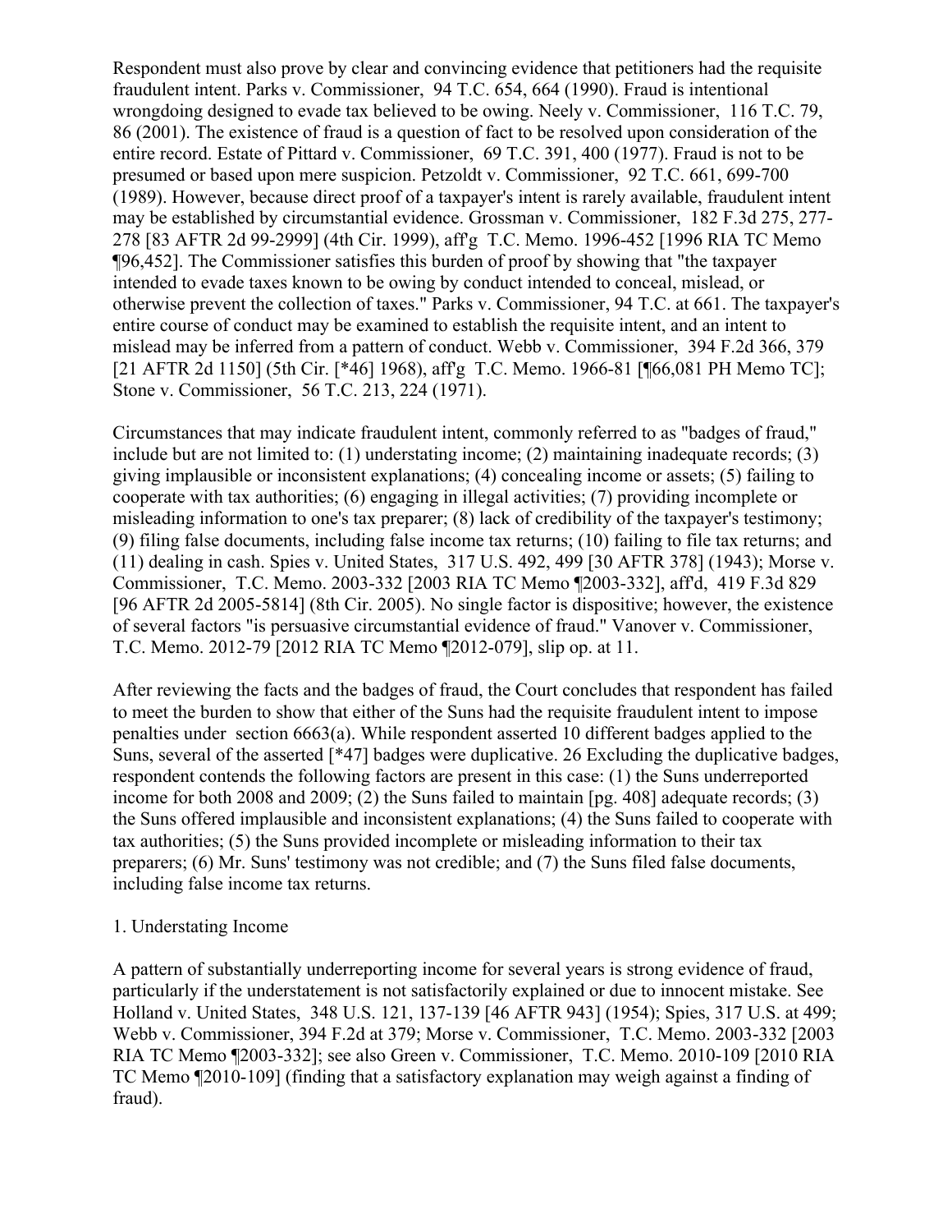Respondent must also prove by clear and convincing evidence that petitioners had the requisite fraudulent intent. Parks v. Commissioner, 94 T.C. 654, 664 (1990). Fraud is intentional wrongdoing designed to evade tax believed to be owing. Neely v. Commissioner, 116 T.C. 79, 86 (2001). The existence of fraud is a question of fact to be resolved upon consideration of the entire record. Estate of Pittard v. Commissioner, 69 T.C. 391, 400 (1977). Fraud is not to be presumed or based upon mere suspicion. Petzoldt v. Commissioner, 92 T.C. 661, 699-700 (1989). However, because direct proof of a taxpayer's intent is rarely available, fraudulent intent may be established by circumstantial evidence. Grossman v. Commissioner, 182 F.3d 275, 277-278 [83 AFTR 2d 99-2999] (4th Cir. 1999), aff'g T.C. Memo. 1996-452 [1996 RIA TC Memo ¶96,452]. The Commissioner satisfies this burden of proof by showing that "the taxpayer intended to evade taxes known to be owing by conduct intended to conceal, mislead, or otherwise prevent the collection of taxes." Parks v. Commissioner, 94 T.C. at 661. The taxpayer's entire course of conduct may be examined to establish the requisite intent, and an intent to mislead may be inferred from a pattern of conduct. Webb v. Commissioner, 394 F.2d 366, 379 [21 AFTR 2d 1150] (5th Cir. [*46] 1968), aff'g T.C. Memo. 1966-81 [¶66,081 PH Memo TC]; Stone v. Commissioner, 56 T.C. 213, 224 (1971).

Circumstances that may indicate fraudulent intent, commonly referred to as "badges of fraud," include but are not limited to: (1) understating income; (2) maintaining inadequate records; (3) giving implausible or inconsistent explanations; (4) concealing income or assets; (5) failing to cooperate with tax authorities; (6) engaging in illegal activities; (7) providing incomplete or misleading information to one's tax preparer; (8) lack of credibility of the taxpayer's testimony; (9) filing false documents, including false income tax returns; (10) failing to file tax returns; and (11) dealing in cash. Spies v. United States, 317 U.S. 492, 499 [30 AFTR 378] (1943); Morse v. Commissioner, T.C. Memo. 2003-332 [2003 RIA TC Memo ¶2003-332], aff'd, 419 F.3d 829 [96 AFTR 2d 2005-5814] (8th Cir. 2005). No single factor is dispositive; however, the existence of several factors "is persuasive circumstantial evidence of fraud." Vanover v. Commissioner, T.C. Memo. 2012-79 [2012 RIA TC Memo ¶2012-079], slip op. at 11.

After reviewing the facts and the badges of fraud, the Court concludes that respondent has failed to meet the burden to show that either of the Suns had the requisite fraudulent intent to impose penalties under section 6663(a). While respondent asserted 10 different badges applied to the Suns, several of the asserted [*47] badges were duplicative. 26 Excluding the duplicative badges, respondent contends the following factors are present in this case: (1) the Suns underreported income for both 2008 and 2009; (2) the Suns failed to maintain [pg. 408] adequate records; (3) the Suns offered implausible and inconsistent explanations; (4) the Suns failed to cooperate with tax authorities; (5) the Suns provided incomplete or misleading information to their tax preparers; (6) Mr. Suns' testimony was not credible; and (7) the Suns filed false documents, including false income tax returns.

1. Understating Income

A pattern of substantially underreporting income for several years is strong evidence of fraud, particularly if the understatement is not satisfactorily explained or due to innocent mistake. See Holland v. United States, 348 U.S. 121, 137-139 [46 AFTR 943] (1954); Spies, 317 U.S. at 499; Webb v. Commissioner, 394 F.2d at 379; Morse v. Commissioner, T.C. Memo. 2003-332 [2003 RIA TC Memo ¶2003-332]; see also Green v. Commissioner, T.C. Memo. 2010-109 [2010 RIA TC Memo ¶2010-109] (finding that a satisfactory explanation may weigh against a finding of fraud).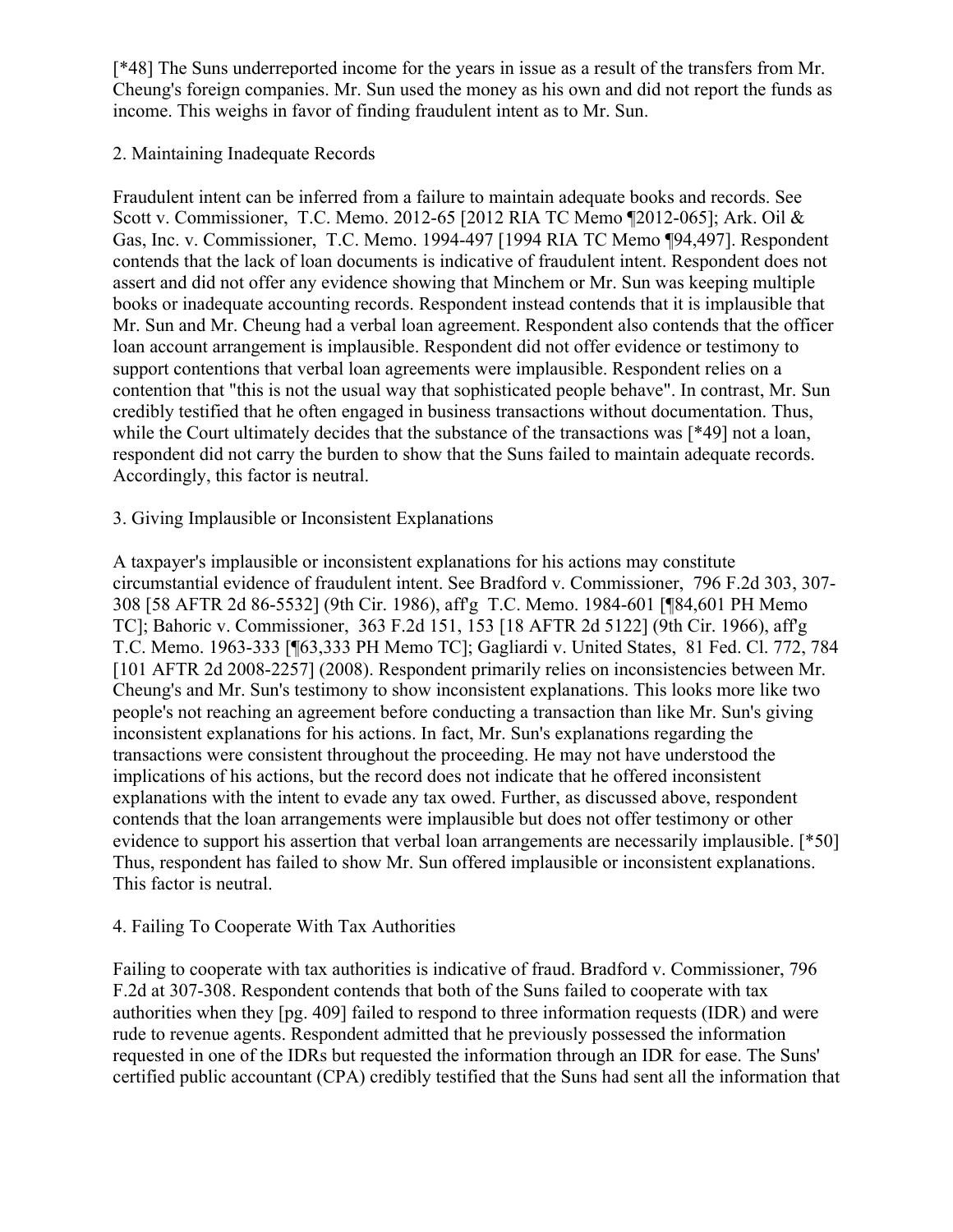[*48] The Suns underreported income for the years in issue as a result of the transfers from Mr. Cheung's foreign companies. Mr. Sun used the money as his own and did not report the funds as income. This weighs in favor of finding fraudulent intent as to Mr. Sun.

2. Maintaining Inadequate Records

Fraudulent intent can be inferred from a failure to maintain adequate books and records. See Scott v. Commissioner, T.C. Memo. 2012-65 [2012 RIA TC Memo ¶2012-065]; Ark. Oil & Gas, Inc. v. Commissioner, T.C. Memo. 1994-497 [1994 RIA TC Memo ¶94,497]. Respondent contends that the lack of loan documents is indicative of fraudulent intent. Respondent does not assert and did not offer any evidence showing that Minchem or Mr. Sun was keeping multiple books or inadequate accounting records. Respondent instead contends that it is implausible that Mr. Sun and Mr. Cheung had a verbal loan agreement. Respondent also contends that the officer loan account arrangement is implausible. Respondent did not offer evidence or testimony to support contentions that verbal loan agreements were implausible. Respondent relies on a contention that "this is not the usual way that sophisticated people behave". In contrast, Mr. Sun credibly testified that he often engaged in business transactions without documentation. Thus, while the Court ultimately decides that the substance of the transactions was [*49] not a loan, respondent did not carry the burden to show that the Suns failed to maintain adequate records. Accordingly, this factor is neutral.

3. Giving Implausible or Inconsistent Explanations

A taxpayer's implausible or inconsistent explanations for his actions may constitute circumstantial evidence of fraudulent intent. See Bradford v. Commissioner, 796 F.2d 303, 307-308 [58 AFTR 2d 86-5532] (9th Cir. 1986), aff'g T.C. Memo. 1984-601 [¶84,601 PH Memo TC]; Bahoric v. Commissioner, 363 F.2d 151, 153 [18 AFTR 2d 5122] (9th Cir. 1966), aff'g T.C. Memo. 1963-333 [¶63,333 PH Memo TC]; Gagliardi v. United States, 81 Fed. Cl. 772, 784 [101 AFTR 2d 2008-2257] (2008). Respondent primarily relies on inconsistencies between Mr. Cheung's and Mr. Sun's testimony to show inconsistent explanations. This looks more like two people's not reaching an agreement before conducting a transaction than like Mr. Sun's giving inconsistent explanations for his actions. In fact, Mr. Sun's explanations regarding the transactions were consistent throughout the proceeding. He may not have understood the implications of his actions, but the record does not indicate that he offered inconsistent explanations with the intent to evade any tax owed. Further, as discussed above, respondent contends that the loan arrangements were implausible but does not offer testimony or other evidence to support his assertion that verbal loan arrangements are necessarily implausible. [*50] Thus, respondent has failed to show Mr. Sun offered implausible or inconsistent explanations. This factor is neutral.

4. Failing To Cooperate With Tax Authorities

Failing to cooperate with tax authorities is indicative of fraud. Bradford v. Commissioner, 796 F.2d at 307-308. Respondent contends that both of the Suns failed to cooperate with tax authorities when they [pg. 409] failed to respond to three information requests (IDR) and were rude to revenue agents. Respondent admitted that he previously possessed the information requested in one of the IDRs but requested the information through an IDR for ease. The Suns' certified public accountant (CPA) credibly testified that the Suns had sent all the information that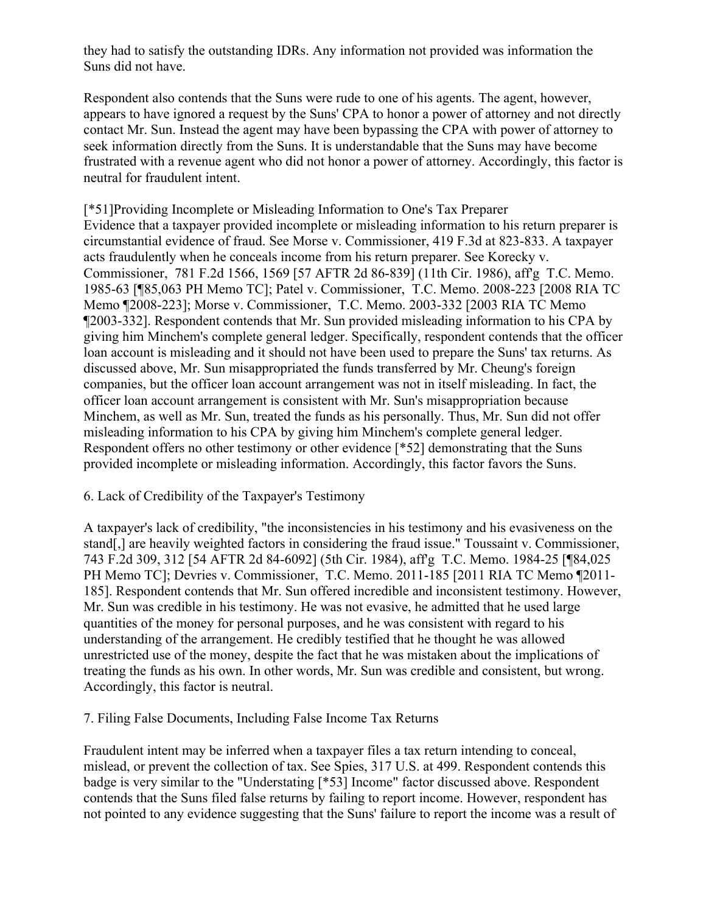they had to satisfy the outstanding IDRs. Any information not provided was information the Suns did not have.

Respondent also contends that the Suns were rude to one of his agents. The agent, however, appears to have ignored a request by the Suns' CPA to honor a power of attorney and not directly contact Mr. Sun. Instead the agent may have been bypassing the CPA with power of attorney to seek information directly from the Suns. It is understandable that the Suns may have become frustrated with a revenue agent who did not honor a power of attorney. Accordingly, this factor is neutral for fraudulent intent.

[*51]Providing Incomplete or Misleading Information to One's Tax Preparer

Evidence that a taxpayer provided incomplete or misleading information to his return preparer is circumstantial evidence of fraud. See Morse v. Commissioner, 419 F.3d at 823-833. A taxpayer acts fraudulently when he conceals income from his return preparer. See Korecky v. Commissioner, 781 F.2d 1566, 1569 [57 AFTR 2d 86-839] (11th Cir. 1986), aff'g T.C. Memo. 1985-63 [¶85,063 PH Memo TC]; Patel v. Commissioner, T.C. Memo. 2008-223 [2008 RIA TC Memo ¶2008-223]; Morse v. Commissioner, T.C. Memo. 2003-332 [2003 RIA TC Memo ¶2003-332]. Respondent contends that Mr. Sun provided misleading information to his CPA by giving him Minchem's complete general ledger. Specifically, respondent contends that the officer loan account is misleading and it should not have been used to prepare the Suns' tax returns. As discussed above, Mr. Sun misappropriated the funds transferred by Mr. Cheung's foreign companies, but the officer loan account arrangement was not in itself misleading. In fact, the officer loan account arrangement is consistent with Mr. Sun's misappropriation because Minchem, as well as Mr. Sun, treated the funds as his personally. Thus, Mr. Sun did not offer misleading information to his CPA by giving him Minchem's complete general ledger. Respondent offers no other testimony or other evidence [*52] demonstrating that the Suns provided incomplete or misleading information. Accordingly, this factor favors the Suns.

6. Lack of Credibility of the Taxpayer's Testimony

A taxpayer's lack of credibility, "the inconsistencies in his testimony and his evasiveness on the stand[,] are heavily weighted factors in considering the fraud issue." Toussaint v. Commissioner, 743 F.2d 309, 312 [54 AFTR 2d 84-6092] (5th Cir. 1984), aff'g T.C. Memo. 1984-25 [¶84,025 PH Memo TC]; Devries v. Commissioner, T.C. Memo. 2011-185 [2011 RIA TC Memo ¶2011-185]. Respondent contends that Mr. Sun offered incredible and inconsistent testimony. However, Mr. Sun was credible in his testimony. He was not evasive, he admitted that he used large quantities of the money for personal purposes, and he was consistent with regard to his understanding of the arrangement. He credibly testified that he thought he was allowed unrestricted use of the money, despite the fact that he was mistaken about the implications of treating the funds as his own. In other words, Mr. Sun was credible and consistent, but wrong. Accordingly, this factor is neutral.

7. Filing False Documents, Including False Income Tax Returns

Fraudulent intent may be inferred when a taxpayer files a tax return intending to conceal, mislead, or prevent the collection of tax. See Spies, 317 U.S. at 499. Respondent contends this badge is very similar to the "Understating [*53] Income" factor discussed above. Respondent contends that the Suns filed false returns by failing to report income. However, respondent has not pointed to any evidence suggesting that the Suns' failure to report the income was a result of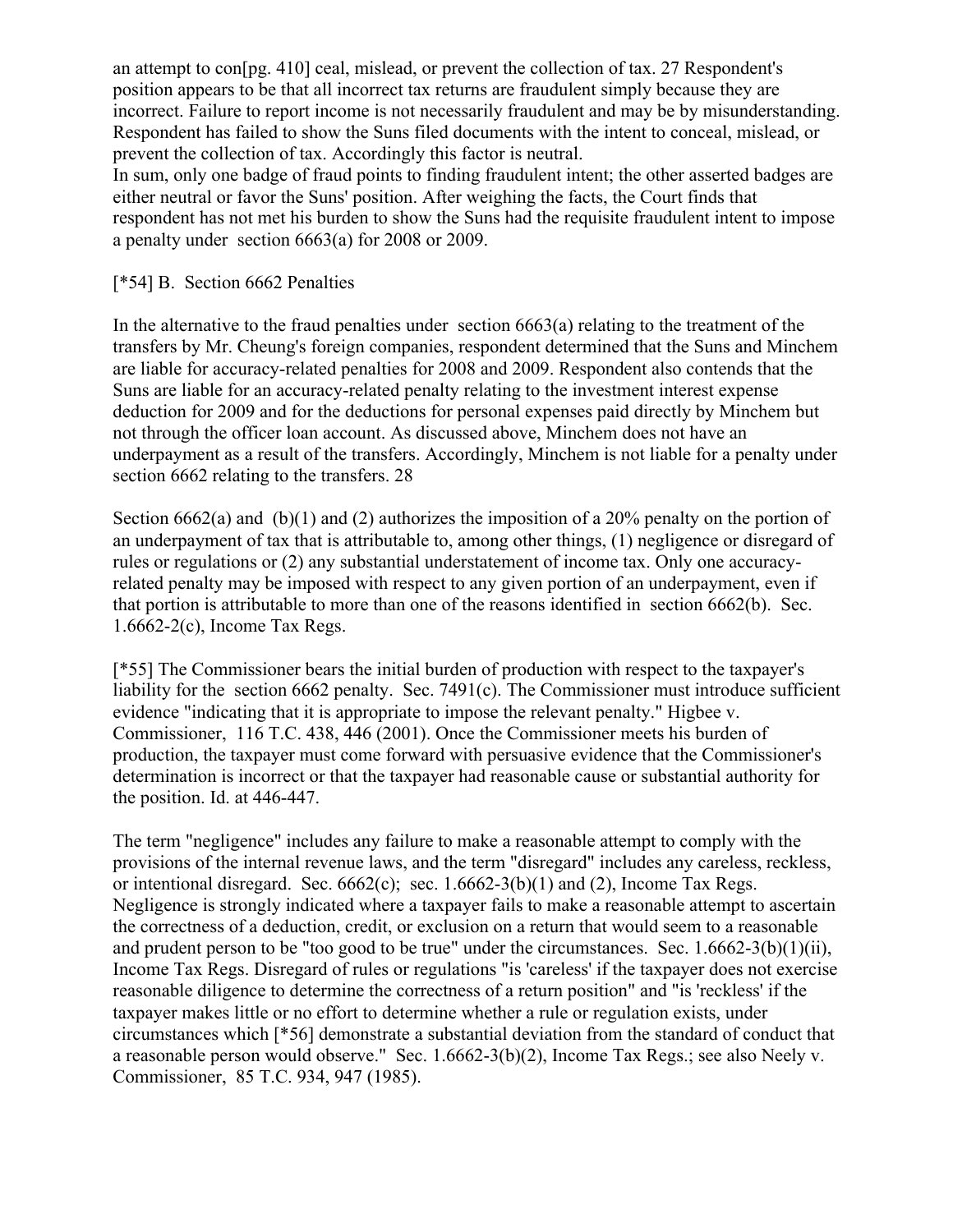an attempt to con[pg. 410] ceal, mislead, or prevent the collection of tax. 27 Respondent's position appears to be that all incorrect tax returns are fraudulent simply because they are incorrect. Failure to report income is not necessarily fraudulent and may be by misunderstanding. Respondent has failed to show the Suns filed documents with the intent to conceal, mislead, or prevent the collection of tax. Accordingly this factor is neutral.

In sum, only one badge of fraud points to finding fraudulent intent; the other asserted badges are either neutral or favor the Suns' position. After weighing the facts, the Court finds that respondent has not met his burden to show the Suns had the requisite fraudulent intent to impose a penalty under section 6663(a) for 2008 or 2009.

[*54] B. Section 6662 Penalties

In the alternative to the fraud penalties under section 6663(a) relating to the treatment of the transfers by Mr. Cheung's foreign companies, respondent determined that the Suns and Minchem are liable for accuracy-related penalties for 2008 and 2009. Respondent also contends that the Suns are liable for an accuracy-related penalty relating to the investment interest expense deduction for 2009 and for the deductions for personal expenses paid directly by Minchem but not through the officer loan account. As discussed above, Minchem does not have an underpayment as a result of the transfers. Accordingly, Minchem is not liable for a penalty under section 6662 relating to the transfers. 28

Section 6662(a) and (b)(1) and (2) authorizes the imposition of a 20% penalty on the portion of an underpayment of tax that is attributable to, among other things, (1) negligence or disregard of rules or regulations or (2) any substantial understatement of income tax. Only one accuracy-related penalty may be imposed with respect to any given portion of an underpayment, even if that portion is attributable to more than one of the reasons identified in section 6662(b). Sec. 1.6662-2(c), Income Tax Regs.

[*55] The Commissioner bears the initial burden of production with respect to the taxpayer's liability for the section 6662 penalty. Sec. 7491(c). The Commissioner must introduce sufficient evidence "indicating that it is appropriate to impose the relevant penalty." Higbee v. Commissioner, 116 T.C. 438, 446 (2001). Once the Commissioner meets his burden of production, the taxpayer must come forward with persuasive evidence that the Commissioner's determination is incorrect or that the taxpayer had reasonable cause or substantial authority for the position. Id. at 446-447.

The term "negligence" includes any failure to make a reasonable attempt to comply with the provisions of the internal revenue laws, and the term "disregard" includes any careless, reckless, or intentional disregard. Sec. 6662(c); sec. 1.6662-3(b)(1) and (2), Income Tax Regs. Negligence is strongly indicated where a taxpayer fails to make a reasonable attempt to ascertain the correctness of a deduction, credit, or exclusion on a return that would seem to a reasonable and prudent person to be "too good to be true" under the circumstances. Sec. 1.6662-3(b)(1)(ii), Income Tax Regs. Disregard of rules or regulations "is 'careless' if the taxpayer does not exercise reasonable diligence to determine the correctness of a return position" and "is 'reckless' if the taxpayer makes little or no effort to determine whether a rule or regulation exists, under circumstances which [*56] demonstrate a substantial deviation from the standard of conduct that a reasonable person would observe." Sec. 1.6662-3(b)(2), Income Tax Regs.; see also Neely v. Commissioner, 85 T.C. 934, 947 (1985).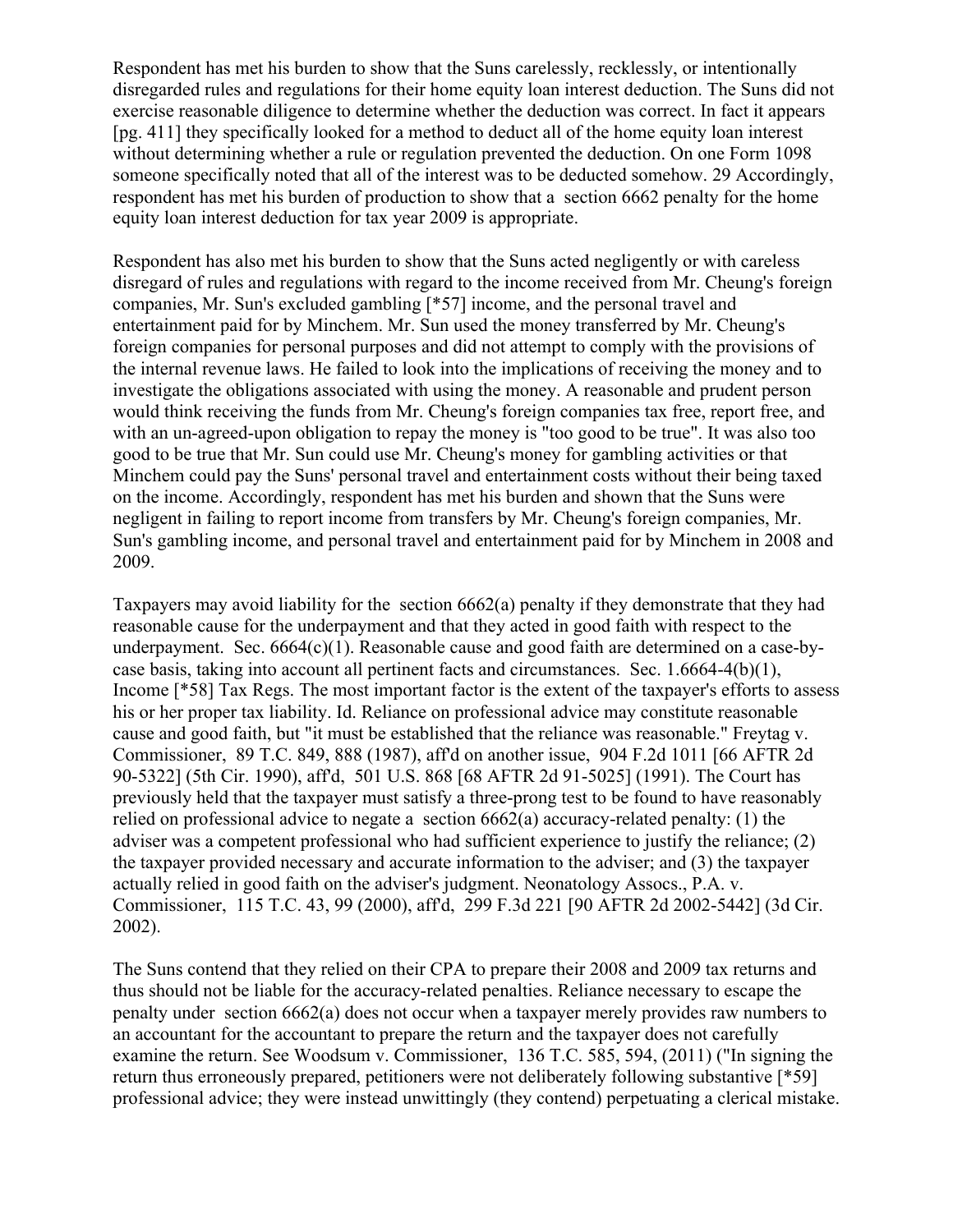Respondent has met his burden to show that the Suns carelessly, recklessly, or intentionally disregarded rules and regulations for their home equity loan interest deduction. The Suns did not exercise reasonable diligence to determine whether the deduction was correct. In fact it appears [pg. 411] they specifically looked for a method to deduct all of the home equity loan interest without determining whether a rule or regulation prevented the deduction. On one Form 1098 someone specifically noted that all of the interest was to be deducted somehow. 29 Accordingly, respondent has met his burden of production to show that a section 6662 penalty for the home equity loan interest deduction for tax year 2009 is appropriate.

Respondent has also met his burden to show that the Suns acted negligently or with careless disregard of rules and regulations with regard to the income received from Mr. Cheung's foreign companies, Mr. Sun's excluded gambling [*57] income, and the personal travel and entertainment paid for by Minchem. Mr. Sun used the money transferred by Mr. Cheung's foreign companies for personal purposes and did not attempt to comply with the provisions of the internal revenue laws. He failed to look into the implications of receiving the money and to investigate the obligations associated with using the money. A reasonable and prudent person would think receiving the funds from Mr. Cheung's foreign companies tax free, report free, and with an un-agreed-upon obligation to repay the money is "too good to be true". It was also too good to be true that Mr. Sun could use Mr. Cheung's money for gambling activities or that Minchem could pay the Suns' personal travel and entertainment costs without their being taxed on the income. Accordingly, respondent has met his burden and shown that the Suns were negligent in failing to report income from transfers by Mr. Cheung's foreign companies, Mr. Sun's gambling income, and personal travel and entertainment paid for by Minchem in 2008 and 2009.

Taxpayers may avoid liability for the section 6662(a) penalty if they demonstrate that they had reasonable cause for the underpayment and that they acted in good faith with respect to the underpayment. Sec. 6664(c)(1). Reasonable cause and good faith are determined on a case-by-case basis, taking into account all pertinent facts and circumstances. Sec. 1.6664-4(b)(1), Income [*58] Tax Regs. The most important factor is the extent of the taxpayer's efforts to assess his or her proper tax liability. Id. Reliance on professional advice may constitute reasonable cause and good faith, but "it must be established that the reliance was reasonable." Freytag v. Commissioner, 89 T.C. 849, 888 (1987), aff'd on another issue, 904 F.2d 1011 [66 AFTR 2d 90-5322] (5th Cir. 1990), aff'd, 501 U.S. 868 [68 AFTR 2d 91-5025] (1991). The Court has previously held that the taxpayer must satisfy a three-prong test to be found to have reasonably relied on professional advice to negate a section 6662(a) accuracy-related penalty: (1) the adviser was a competent professional who had sufficient experience to justify the reliance; (2) the taxpayer provided necessary and accurate information to the adviser; and (3) the taxpayer actually relied in good faith on the adviser's judgment. Neonatology Assocs., P.A. v. Commissioner, 115 T.C. 43, 99 (2000), aff'd, 299 F.3d 221 [90 AFTR 2d 2002-5442] (3d Cir. 2002).

The Suns contend that they relied on their CPA to prepare their 2008 and 2009 tax returns and thus should not be liable for the accuracy-related penalties. Reliance necessary to escape the penalty under section 6662(a) does not occur when a taxpayer merely provides raw numbers to an accountant for the accountant to prepare the return and the taxpayer does not carefully examine the return. See Woodsum v. Commissioner, 136 T.C. 585, 594, (2011) ("In signing the return thus erroneously prepared, petitioners were not deliberately following substantive [*59] professional advice; they were instead unwittingly (they contend) perpetuating a clerical mistake.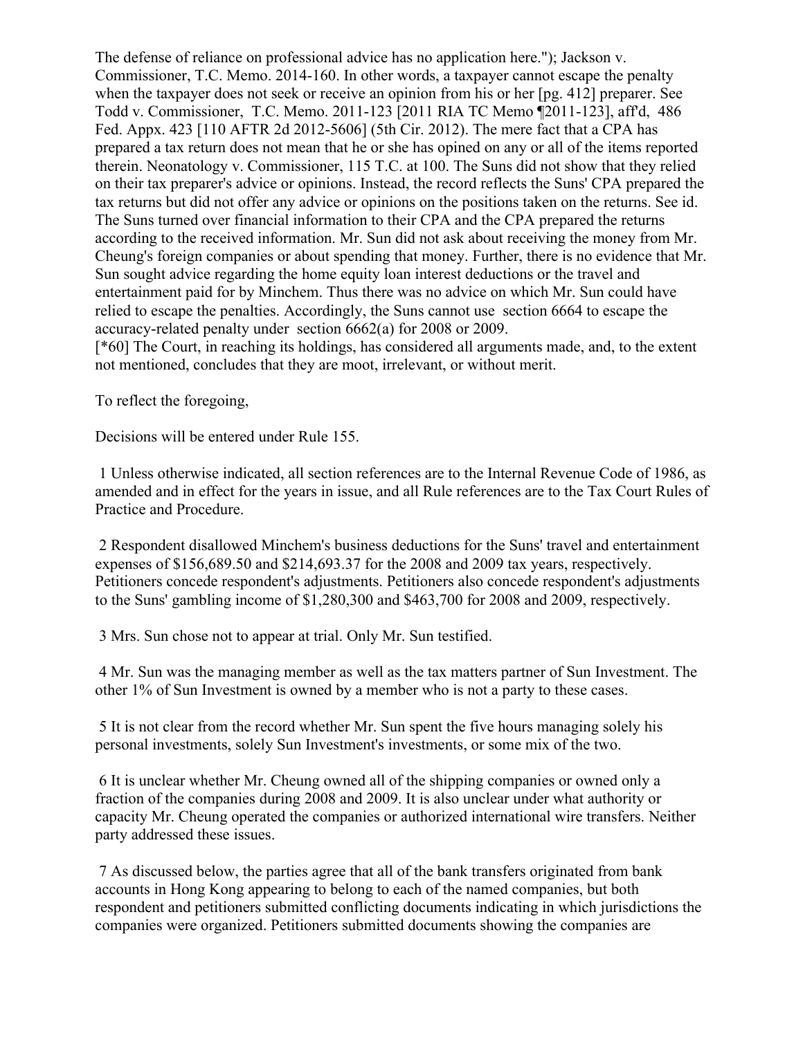The defense of reliance on professional advice has no application here."); Jackson v. Commissioner, T.C. Memo. 2014-160. In other words, a taxpayer cannot escape the penalty when the taxpayer does not seek or receive an opinion from his or her [pg. 412] preparer. See Todd v. Commissioner, T.C. Memo. 2011-123 [2011 RIA TC Memo ¶2011-123], aff'd, 486 Fed. Appx. 423 [110 AFTR 2d 2012-5606] (5th Cir. 2012). The mere fact that a CPA has prepared a tax return does not mean that he or she has opined on any or all of the items reported therein. Neonatology v. Commissioner, 115 T.C. at 100. The Suns did not show that they relied on their tax preparer's advice or opinions. Instead, the record reflects the Suns' CPA prepared the tax returns but did not offer any advice or opinions on the positions taken on the returns. See id. The Suns turned over financial information to their CPA and the CPA prepared the returns according to the received information. Mr. Sun did not ask about receiving the money from Mr. Cheung's foreign companies or about spending that money. Further, there is no evidence that Mr. Sun sought advice regarding the home equity loan interest deductions or the travel and entertainment paid for by Minchem. Thus there was no advice on which Mr. Sun could have relied to escape the penalties. Accordingly, the Suns cannot use section 6664 to escape the accuracy-related penalty under section 6662(a) for 2008 or 2009.

[*60] The Court, in reaching its holdings, has considered all arguments made, and, to the extent not mentioned, concludes that they are moot, irrelevant, or without merit.

To reflect the foregoing,

Decisions will be entered under Rule 155.

1 Unless otherwise indicated, all section references are to the Internal Revenue Code of 1986, as amended and in effect for the years in issue, and all Rule references are to the Tax Court Rules of Practice and Procedure.

2 Respondent disallowed Minchem's business deductions for the Suns' travel and entertainment expenses of $156,689.50 and $214,693.37 for the 2008 and 2009 tax years, respectively. Petitioners concede respondent's adjustments. Petitioners also concede respondent's adjustments to the Suns' gambling income of $1,280,300 and $463,700 for 2008 and 2009, respectively.

3 Mrs. Sun chose not to appear at trial. Only Mr. Sun testified.

4 Mr. Sun was the managing member as well as the tax matters partner of Sun Investment. The other 1% of Sun Investment is owned by a member who is not a party to these cases.

5 It is not clear from the record whether Mr. Sun spent the five hours managing solely his personal investments, solely Sun Investment's investments, or some mix of the two.

6 It is unclear whether Mr. Cheung owned all of the shipping companies or owned only a fraction of the companies during 2008 and 2009. It is also unclear under what authority or capacity Mr. Cheung operated the companies or authorized international wire transfers. Neither party addressed these issues.

7 As discussed below, the parties agree that all of the bank transfers originated from bank accounts in Hong Kong appearing to belong to each of the named companies, but both respondent and petitioners submitted conflicting documents indicating in which jurisdictions the companies were organized. Petitioners submitted documents showing the companies are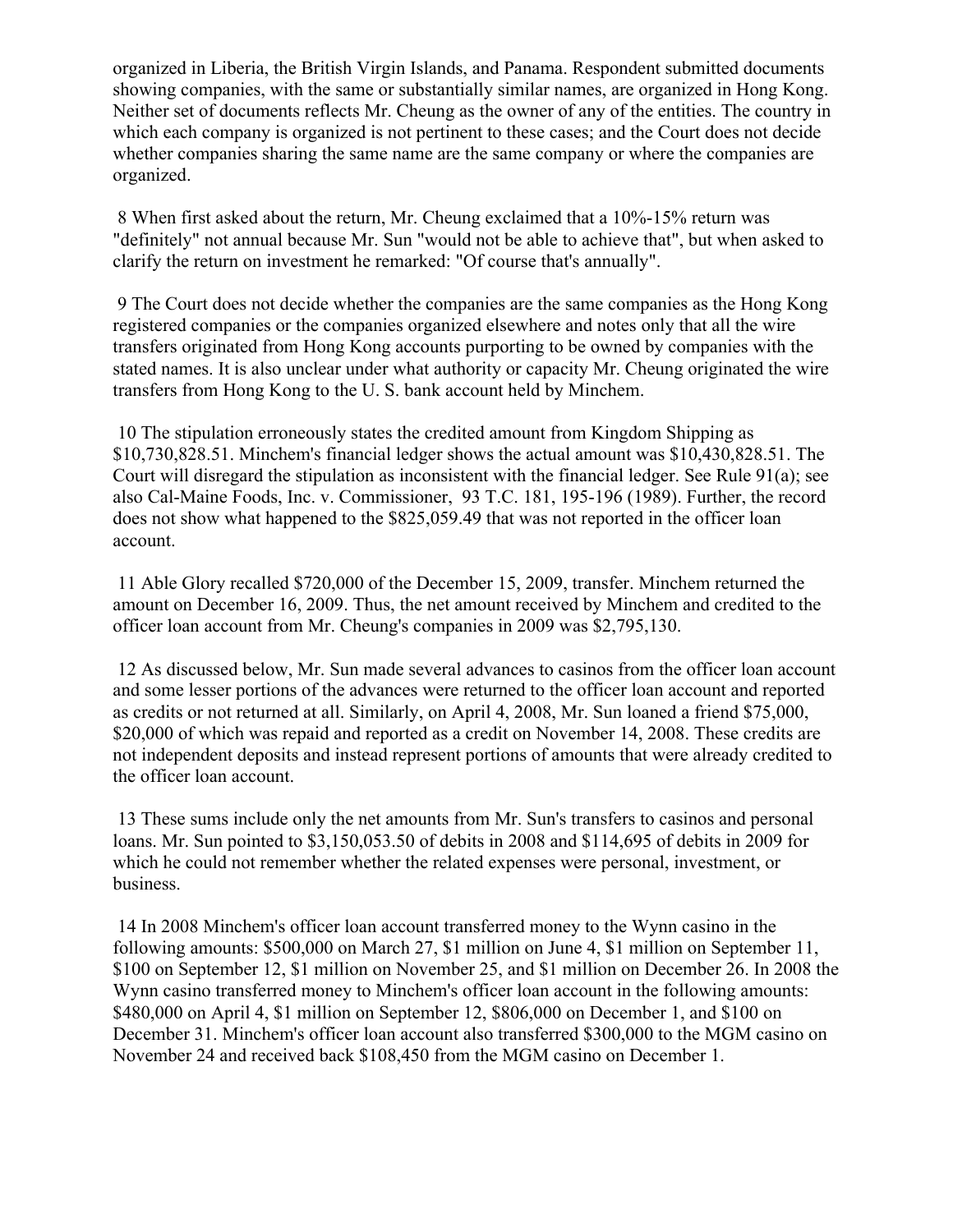organized in Liberia, the British Virgin Islands, and Panama. Respondent submitted documents showing companies, with the same or substantially similar names, are organized in Hong Kong. Neither set of documents reflects Mr. Cheung as the owner of any of the entities. The country in which each company is organized is not pertinent to these cases; and the Court does not decide whether companies sharing the same name are the same company or where the companies are organized.

8 When first asked about the return, Mr. Cheung exclaimed that a 10%-15% return was "definitely" not annual because Mr. Sun "would not be able to achieve that", but when asked to clarify the return on investment he remarked: "Of course that's annually".

9 The Court does not decide whether the companies are the same companies as the Hong Kong registered companies or the companies organized elsewhere and notes only that all the wire transfers originated from Hong Kong accounts purporting to be owned by companies with the stated names. It is also unclear under what authority or capacity Mr. Cheung originated the wire transfers from Hong Kong to the U. S. bank account held by Minchem.

10 The stipulation erroneously states the credited amount from Kingdom Shipping as $10,730,828.51. Minchem's financial ledger shows the actual amount was $10,430,828.51. The Court will disregard the stipulation as inconsistent with the financial ledger. See Rule 91(a); see also Cal-Maine Foods, Inc. v. Commissioner, 93 T.C. 181, 195-196 (1989). Further, the record does not show what happened to the $825,059.49 that was not reported in the officer loan account.

11 Able Glory recalled $720,000 of the December 15, 2009, transfer. Minchem returned the amount on December 16, 2009. Thus, the net amount received by Minchem and credited to the officer loan account from Mr. Cheung's companies in 2009 was $2,795,130.

12 As discussed below, Mr. Sun made several advances to casinos from the officer loan account and some lesser portions of the advances were returned to the officer loan account and reported as credits or not returned at all. Similarly, on April 4, 2008, Mr. Sun loaned a friend $75,000, $20,000 of which was repaid and reported as a credit on November 14, 2008. These credits are not independent deposits and instead represent portions of amounts that were already credited to the officer loan account.

13 These sums include only the net amounts from Mr. Sun's transfers to casinos and personal loans. Mr. Sun pointed to $3,150,053.50 of debits in 2008 and $114,695 of debits in 2009 for which he could not remember whether the related expenses were personal, investment, or business.

14 In 2008 Minchem's officer loan account transferred money to the Wynn casino in the following amounts: $500,000 on March 27, $1 million on June 4, $1 million on September 11, $100 on September 12, $1 million on November 25, and $1 million on December 26. In 2008 the Wynn casino transferred money to Minchem's officer loan account in the following amounts: $480,000 on April 4, $1 million on September 12, $806,000 on December 1, and $100 on December 31. Minchem's officer loan account also transferred $300,000 to the MGM casino on November 24 and received back $108,450 from the MGM casino on December 1.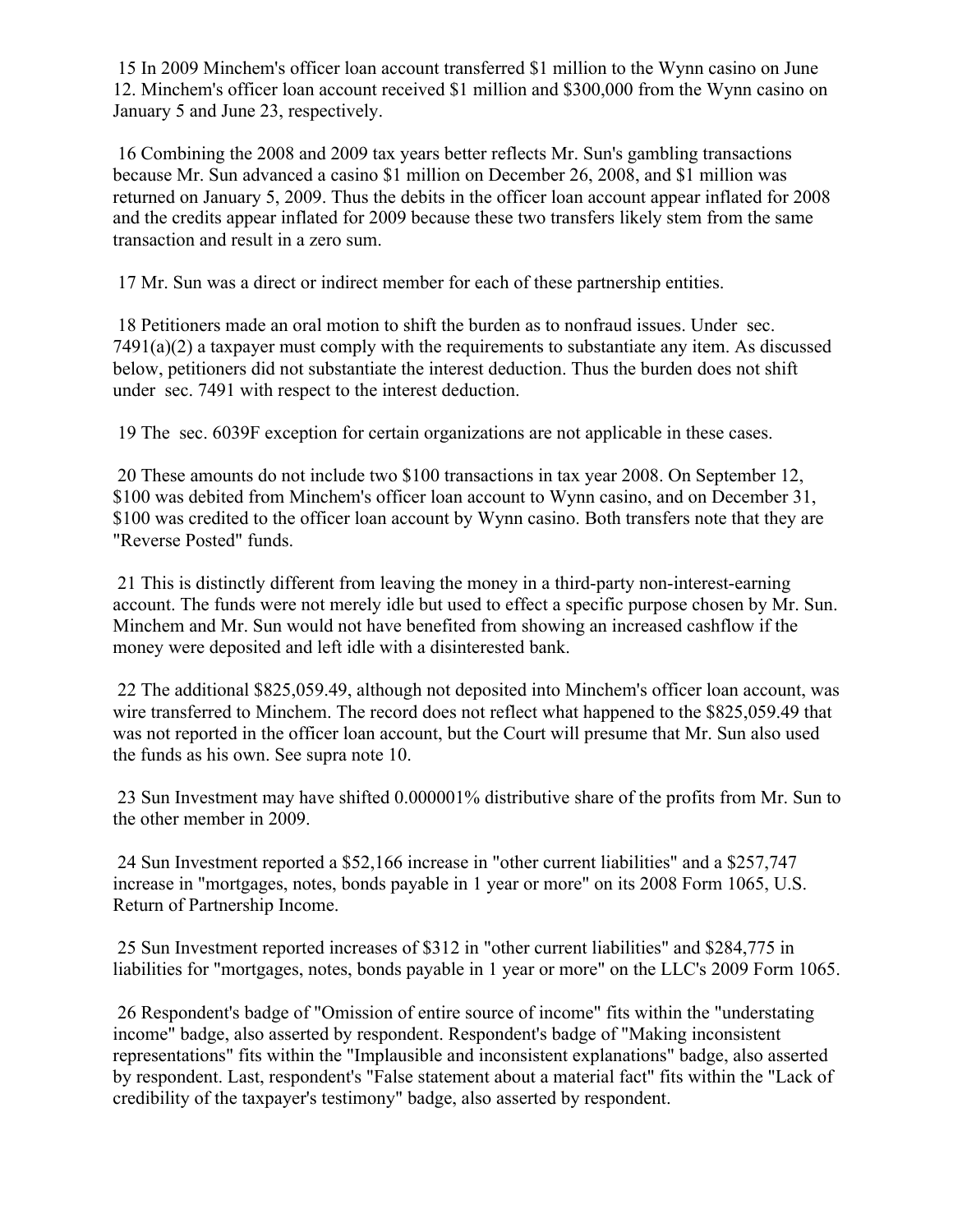15 In 2009 Minchem's officer loan account transferred $1 million to the Wynn casino on June 12. Minchem's officer loan account received $1 million and $300,000 from the Wynn casino on January 5 and June 23, respectively.

16 Combining the 2008 and 2009 tax years better reflects Mr. Sun's gambling transactions because Mr. Sun advanced a casino $1 million on December 26, 2008, and $1 million was returned on January 5, 2009. Thus the debits in the officer loan account appear inflated for 2008 and the credits appear inflated for 2009 because these two transfers likely stem from the same transaction and result in a zero sum.

17 Mr. Sun was a direct or indirect member for each of these partnership entities.

18 Petitioners made an oral motion to shift the burden as to nonfraud issues. Under sec. 7491(a)(2) a taxpayer must comply with the requirements to substantiate any item. As discussed below, petitioners did not substantiate the interest deduction. Thus the burden does not shift under sec. 7491 with respect to the interest deduction.

19 The sec. 6039F exception for certain organizations are not applicable in these cases.

20 These amounts do not include two $100 transactions in tax year 2008. On September 12, $100 was debited from Minchem's officer loan account to Wynn casino, and on December 31, $100 was credited to the officer loan account by Wynn casino. Both transfers note that they are "Reverse Posted" funds.

21 This is distinctly different from leaving the money in a third-party non-interest-earning account. The funds were not merely idle but used to effect a specific purpose chosen by Mr. Sun. Minchem and Mr. Sun would not have benefited from showing an increased cashflow if the money were deposited and left idle with a disinterested bank.

22 The additional $825,059.49, although not deposited into Minchem's officer loan account, was wire transferred to Minchem. The record does not reflect what happened to the $825,059.49 that was not reported in the officer loan account, but the Court will presume that Mr. Sun also used the funds as his own. See supra note 10.

23 Sun Investment may have shifted 0.000001% distributive share of the profits from Mr. Sun to the other member in 2009.

24 Sun Investment reported a $52,166 increase in "other current liabilities" and a $257,747 increase in "mortgages, notes, bonds payable in 1 year or more" on its 2008 Form 1065, U.S. Return of Partnership Income.

25 Sun Investment reported increases of $312 in "other current liabilities" and $284,775 in liabilities for "mortgages, notes, bonds payable in 1 year or more" on the LLC's 2009 Form 1065.

26 Respondent's badge of "Omission of entire source of income" fits within the "understating income" badge, also asserted by respondent. Respondent's badge of "Making inconsistent representations" fits within the "Implausible and inconsistent explanations" badge, also asserted by respondent. Last, respondent's "False statement about a material fact" fits within the "Lack of credibility of the taxpayer's testimony" badge, also asserted by respondent.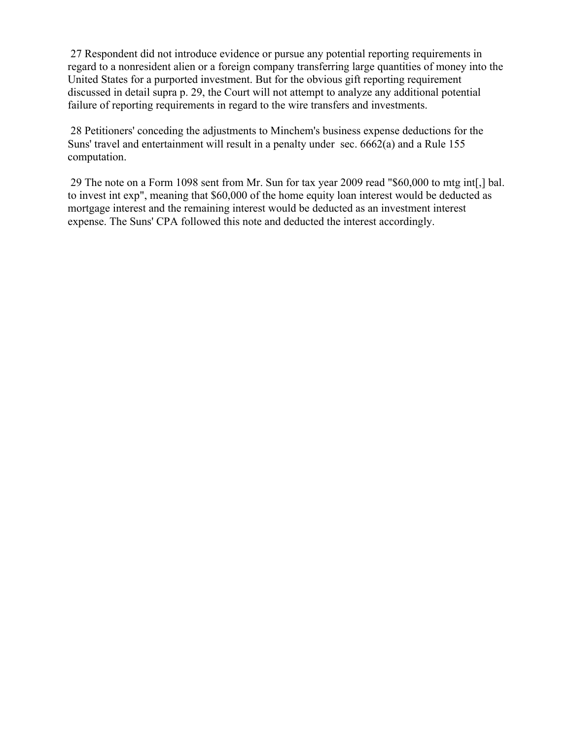27 Respondent did not introduce evidence or pursue any potential reporting requirements in regard to a nonresident alien or a foreign company transferring large quantities of money into the United States for a purported investment. But for the obvious gift reporting requirement discussed in detail supra p. 29, the Court will not attempt to analyze any additional potential failure of reporting requirements in regard to the wire transfers and investments.

28 Petitioners' conceding the adjustments to Minchem's business expense deductions for the Suns' travel and entertainment will result in a penalty under sec. 6662(a) and a Rule 155 computation.

29 The note on a Form 1098 sent from Mr. Sun for tax year 2009 read "$60,000 to mtg int[,] bal. to invest int exp", meaning that $60,000 of the home equity loan interest would be deducted as mortgage interest and the remaining interest would be deducted as an investment interest expense. The Suns' CPA followed this note and deducted the interest accordingly.